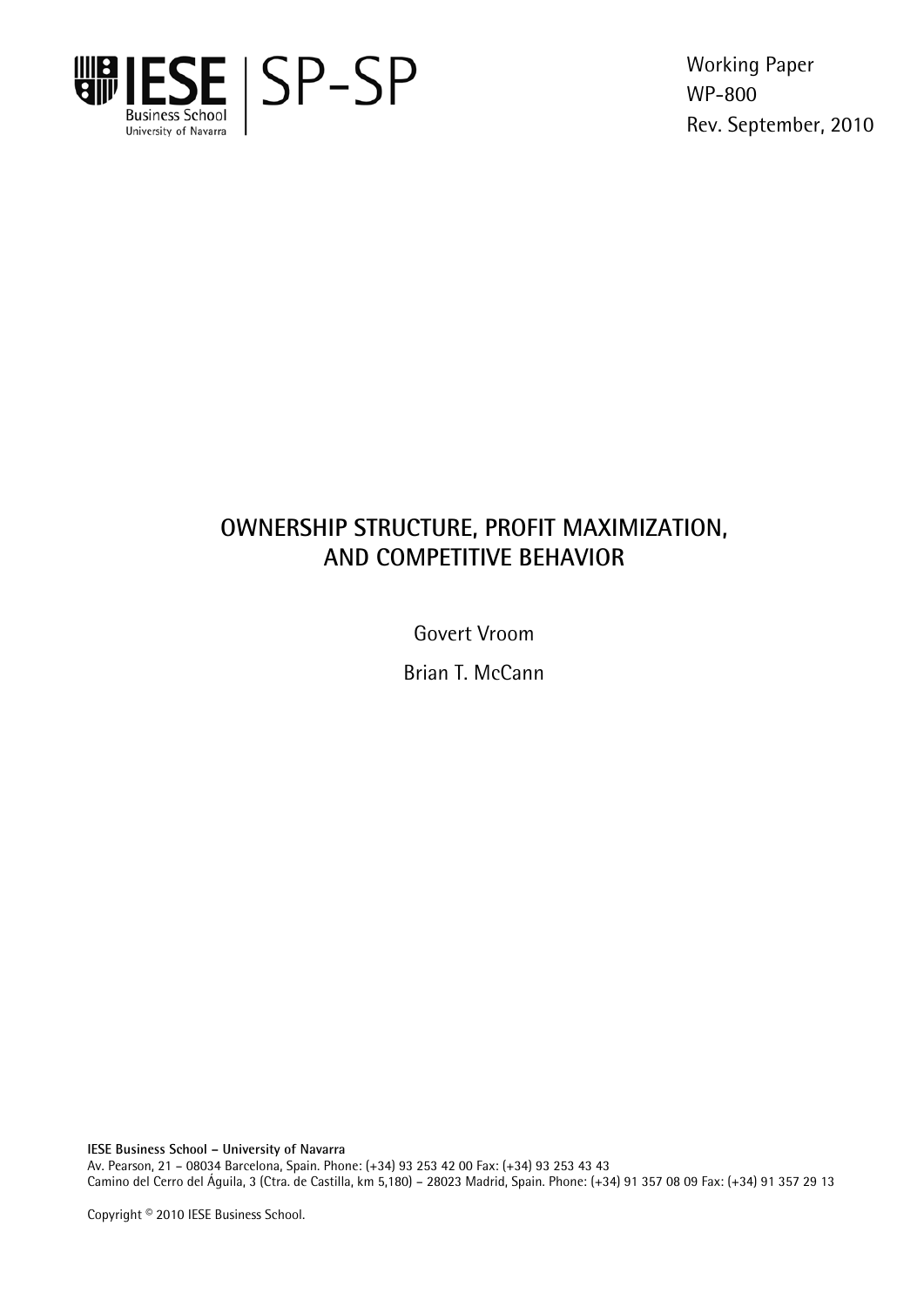IESE Business School University of Navarra | SP-SP

Working Paper
WP-800
Rev. September, 2010

# OWNERSHIP STRUCTURE, PROFIT MAXIMIZATION, AND COMPETITIVE BEHAVIOR

Govert Vroom

Brian T. McCann

**IESE Business School – University of Navarra**
Av. Pearson, 21 – 08034 Barcelona, Spain. Phone: (+34) 93 253 42 00 Fax: (+34) 93 253 43 43
Camino del Cerro del Águila, 3 (Ctra. de Castilla, km 5,180) – 28023 Madrid, Spain. Phone: (+34) 91 357 08 09 Fax: (+34) 91 357 29 13

Copyright © 2010 IESE Business School.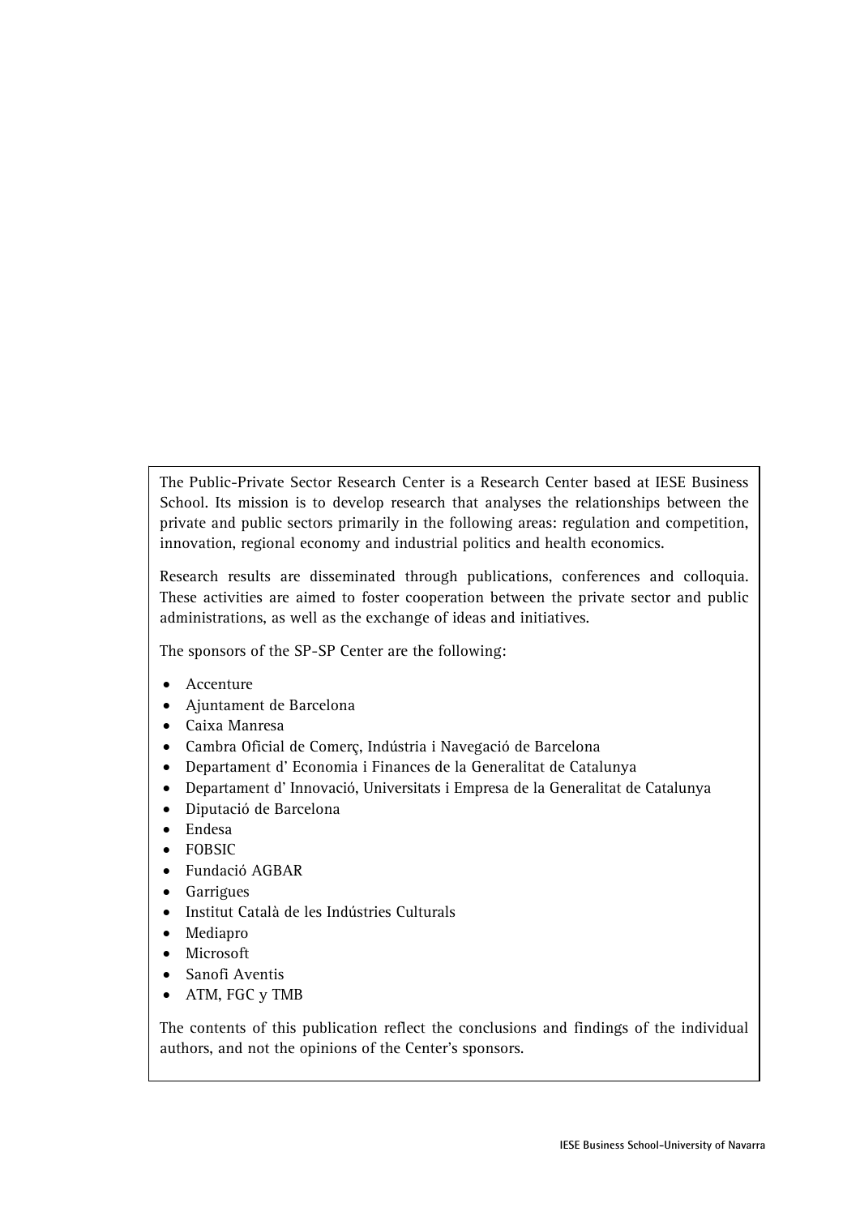The Public-Private Sector Research Center is a Research Center based at IESE Business School. Its mission is to develop research that analyses the relationships between the private and public sectors primarily in the following areas: regulation and competition, innovation, regional economy and industrial politics and health economics.

Research results are disseminated through publications, conferences and colloquia. These activities are aimed to foster cooperation between the private sector and public administrations, as well as the exchange of ideas and initiatives.

The sponsors of the SP-SP Center are the following:

- Accenture
- Ajuntament de Barcelona
- Caixa Manresa
- Cambra Oficial de Comerç, Indústria i Navegació de Barcelona
- Departament d' Economia i Finances de la Generalitat de Catalunya
- Departament d' Innovació, Universitats i Empresa de la Generalitat de Catalunya
- Diputació de Barcelona
- Endesa
- FOBSIC
- Fundació AGBAR
- Garrigues
- Institut Català de les Indústries Culturals
- Mediapro
- Microsoft
- Sanofi Aventis
- ATM, FGC y TMB

The contents of this publication reflect the conclusions and findings of the individual authors, and not the opinions of the Center's sponsors.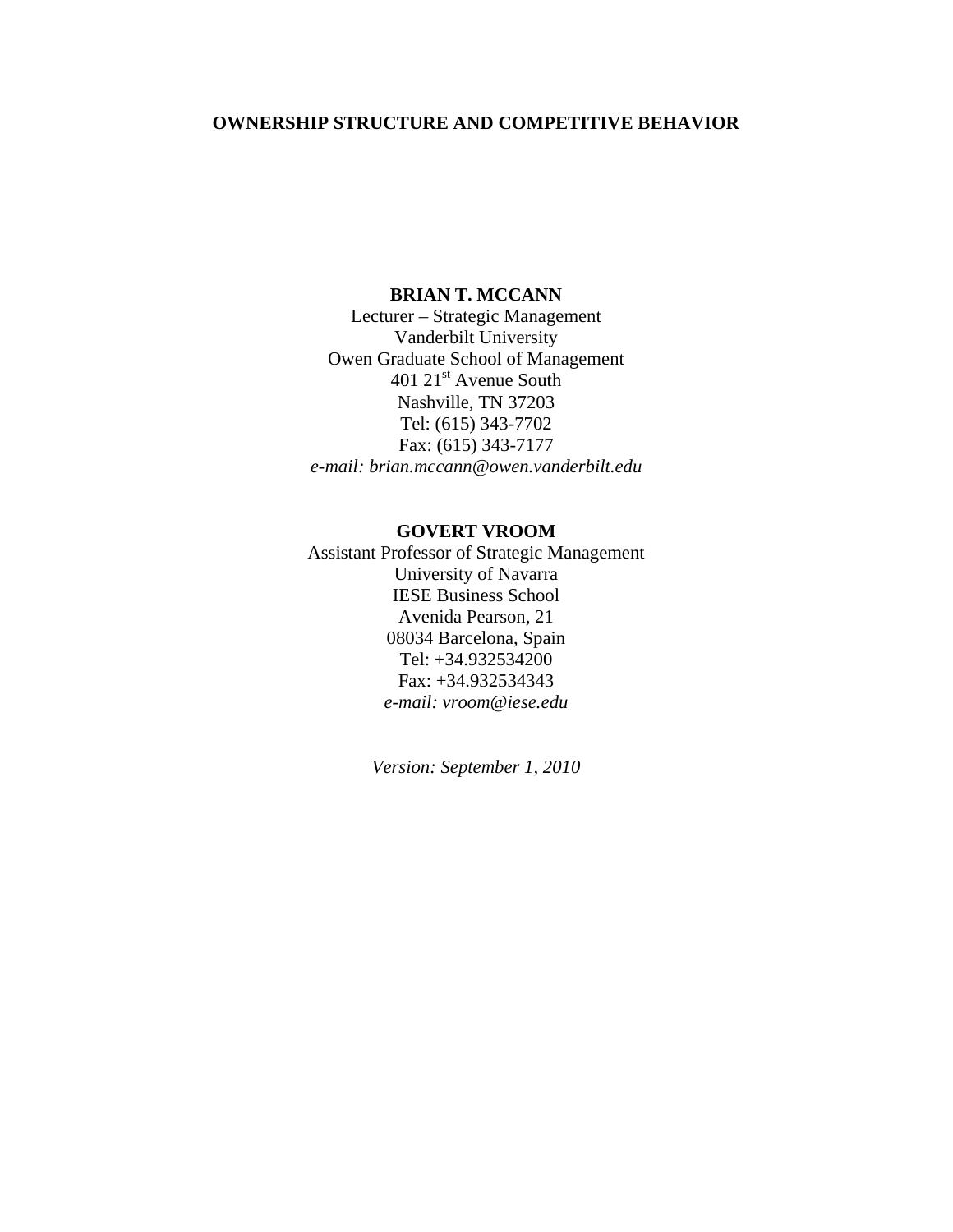# OWNERSHIP STRUCTURE AND COMPETITIVE BEHAVIOR

**BRIAN T. MCCANN**

Lecturer – Strategic Management
Vanderbilt University
Owen Graduate School of Management
401 21st Avenue South
Nashville, TN 37203
Tel: (615) 343-7702
Fax: (615) 343-7177
*e-mail: brian.mccann@owen.vanderbilt.edu*

**GOVERT VROOM**

Assistant Professor of Strategic Management
University of Navarra
IESE Business School
Avenida Pearson, 21
08034 Barcelona, Spain
Tel: +34.932534200
Fax: +34.932534343
*e-mail: vroom@iese.edu*

*Version: September 1, 2010*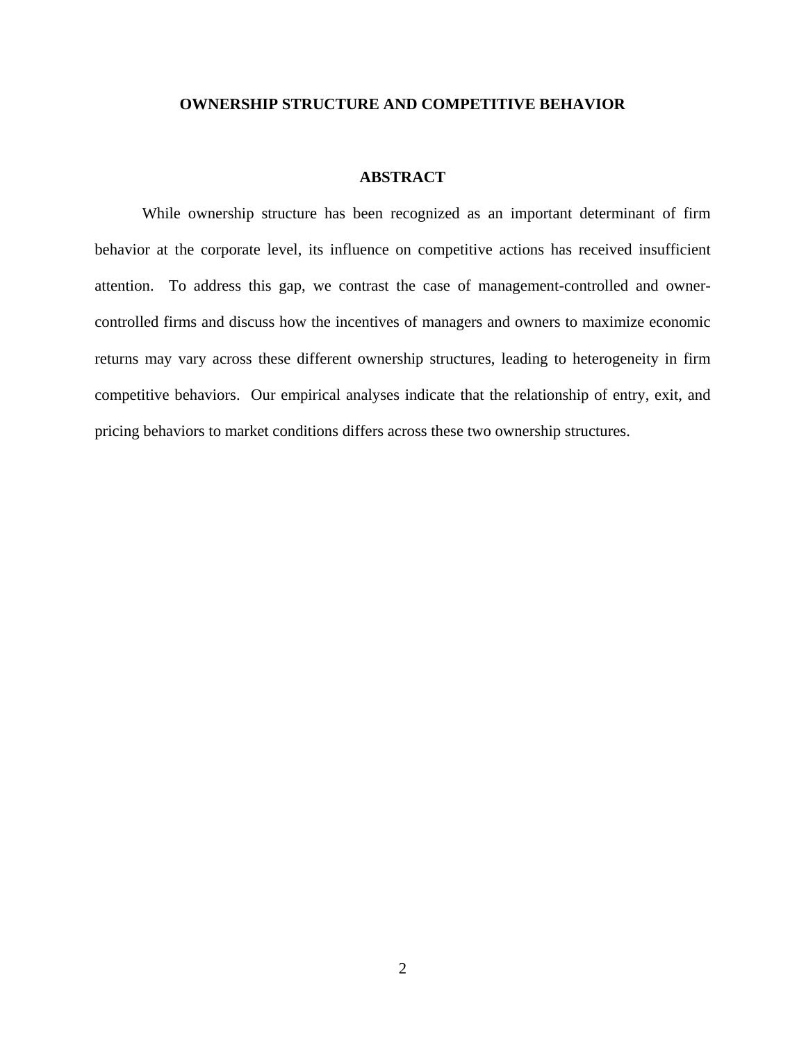# OWNERSHIP STRUCTURE AND COMPETITIVE BEHAVIOR

## ABSTRACT

While ownership structure has been recognized as an important determinant of firm behavior at the corporate level, its influence on competitive actions has received insufficient attention. To address this gap, we contrast the case of management-controlled and owner-controlled firms and discuss how the incentives of managers and owners to maximize economic returns may vary across these different ownership structures, leading to heterogeneity in firm competitive behaviors. Our empirical analyses indicate that the relationship of entry, exit, and pricing behaviors to market conditions differs across these two ownership structures.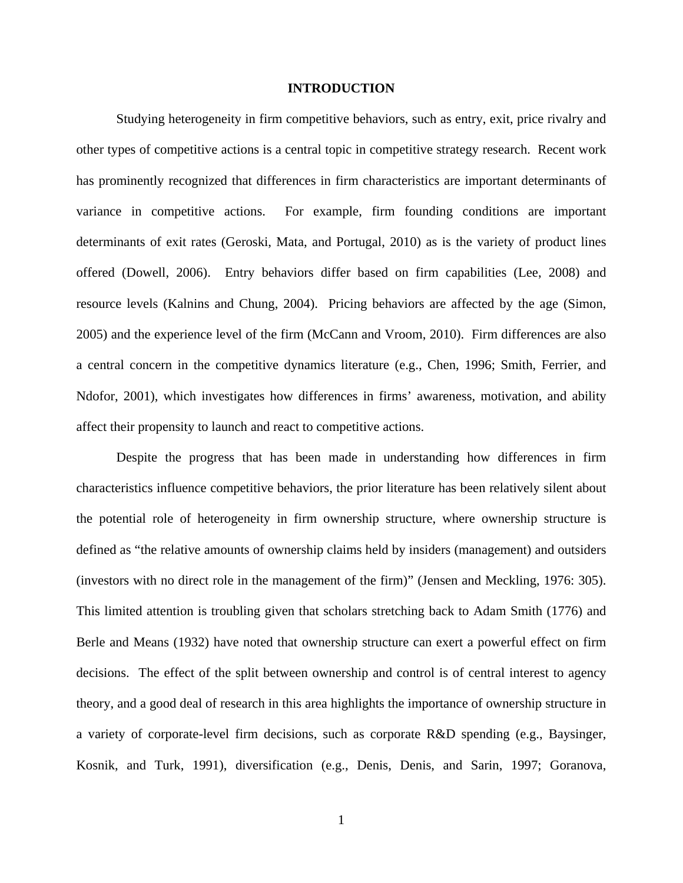# INTRODUCTION

Studying heterogeneity in firm competitive behaviors, such as entry, exit, price rivalry and other types of competitive actions is a central topic in competitive strategy research. Recent work has prominently recognized that differences in firm characteristics are important determinants of variance in competitive actions. For example, firm founding conditions are important determinants of exit rates (Geroski, Mata, and Portugal, 2010) as is the variety of product lines offered (Dowell, 2006). Entry behaviors differ based on firm capabilities (Lee, 2008) and resource levels (Kalnins and Chung, 2004). Pricing behaviors are affected by the age (Simon, 2005) and the experience level of the firm (McCann and Vroom, 2010). Firm differences are also a central concern in the competitive dynamics literature (e.g., Chen, 1996; Smith, Ferrier, and Ndofor, 2001), which investigates how differences in firms' awareness, motivation, and ability affect their propensity to launch and react to competitive actions.

Despite the progress that has been made in understanding how differences in firm characteristics influence competitive behaviors, the prior literature has been relatively silent about the potential role of heterogeneity in firm ownership structure, where ownership structure is defined as "the relative amounts of ownership claims held by insiders (management) and outsiders (investors with no direct role in the management of the firm)" (Jensen and Meckling, 1976: 305). This limited attention is troubling given that scholars stretching back to Adam Smith (1776) and Berle and Means (1932) have noted that ownership structure can exert a powerful effect on firm decisions. The effect of the split between ownership and control is of central interest to agency theory, and a good deal of research in this area highlights the importance of ownership structure in a variety of corporate-level firm decisions, such as corporate R&D spending (e.g., Baysinger, Kosnik, and Turk, 1991), diversification (e.g., Denis, Denis, and Sarin, 1997; Goranova,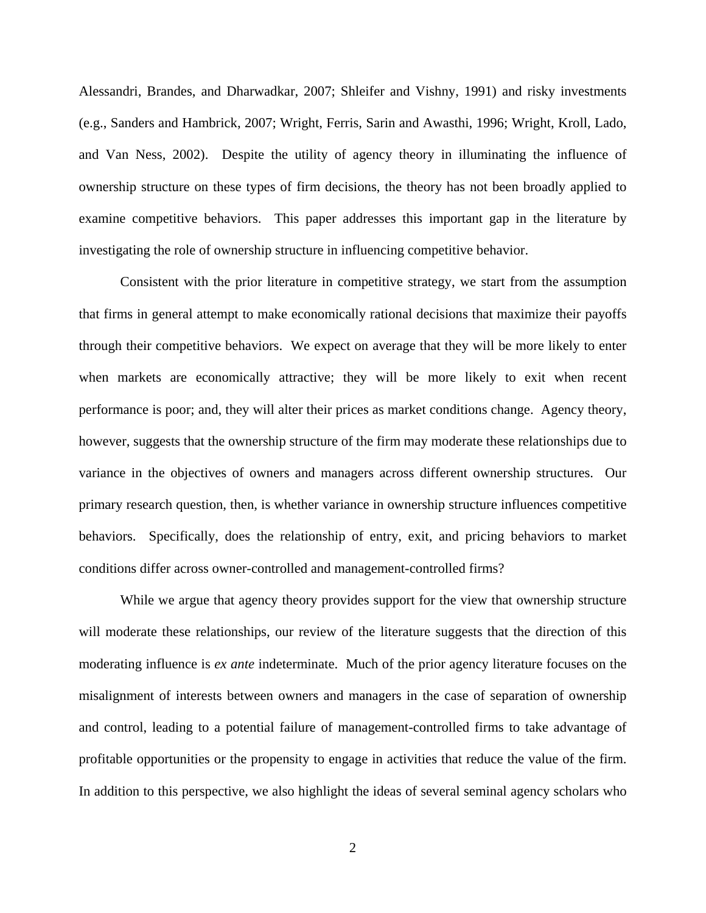Alessandri, Brandes, and Dharwadkar, 2007; Shleifer and Vishny, 1991) and risky investments (e.g., Sanders and Hambrick, 2007; Wright, Ferris, Sarin and Awasthi, 1996; Wright, Kroll, Lado, and Van Ness, 2002). Despite the utility of agency theory in illuminating the influence of ownership structure on these types of firm decisions, the theory has not been broadly applied to examine competitive behaviors. This paper addresses this important gap in the literature by investigating the role of ownership structure in influencing competitive behavior.

Consistent with the prior literature in competitive strategy, we start from the assumption that firms in general attempt to make economically rational decisions that maximize their payoffs through their competitive behaviors. We expect on average that they will be more likely to enter when markets are economically attractive; they will be more likely to exit when recent performance is poor; and, they will alter their prices as market conditions change. Agency theory, however, suggests that the ownership structure of the firm may moderate these relationships due to variance in the objectives of owners and managers across different ownership structures. Our primary research question, then, is whether variance in ownership structure influences competitive behaviors. Specifically, does the relationship of entry, exit, and pricing behaviors to market conditions differ across owner-controlled and management-controlled firms?

While we argue that agency theory provides support for the view that ownership structure will moderate these relationships, our review of the literature suggests that the direction of this moderating influence is *ex ante* indeterminate. Much of the prior agency literature focuses on the misalignment of interests between owners and managers in the case of separation of ownership and control, leading to a potential failure of management-controlled firms to take advantage of profitable opportunities or the propensity to engage in activities that reduce the value of the firm. In addition to this perspective, we also highlight the ideas of several seminal agency scholars who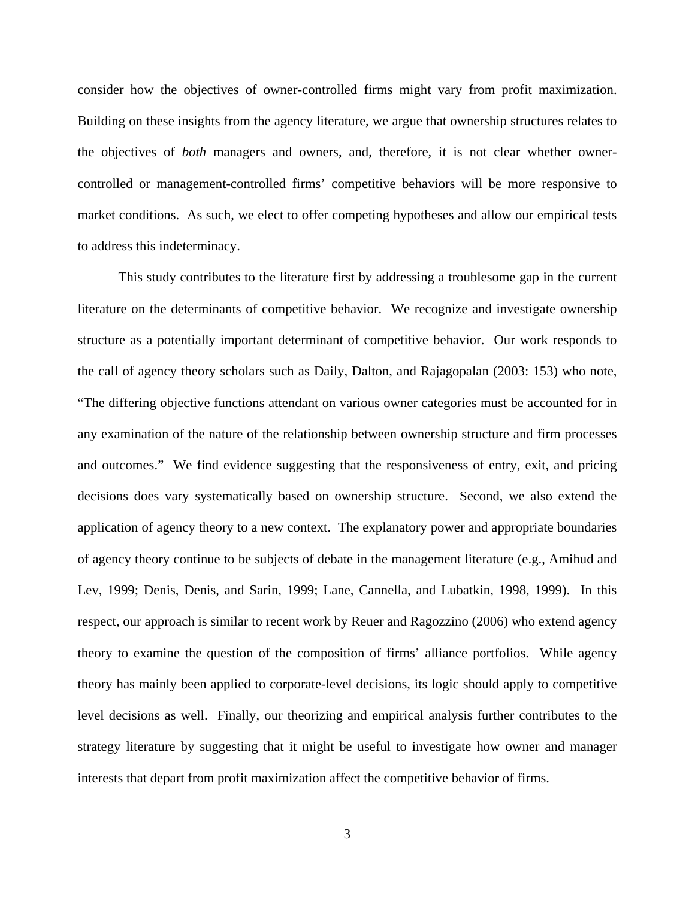consider how the objectives of owner-controlled firms might vary from profit maximization. Building on these insights from the agency literature, we argue that ownership structures relates to the objectives of *both* managers and owners, and, therefore, it is not clear whether owner-controlled or management-controlled firms' competitive behaviors will be more responsive to market conditions. As such, we elect to offer competing hypotheses and allow our empirical tests to address this indeterminacy.

This study contributes to the literature first by addressing a troublesome gap in the current literature on the determinants of competitive behavior. We recognize and investigate ownership structure as a potentially important determinant of competitive behavior. Our work responds to the call of agency theory scholars such as Daily, Dalton, and Rajagopalan (2003: 153) who note, "The differing objective functions attendant on various owner categories must be accounted for in any examination of the nature of the relationship between ownership structure and firm processes and outcomes." We find evidence suggesting that the responsiveness of entry, exit, and pricing decisions does vary systematically based on ownership structure. Second, we also extend the application of agency theory to a new context. The explanatory power and appropriate boundaries of agency theory continue to be subjects of debate in the management literature (e.g., Amihud and Lev, 1999; Denis, Denis, and Sarin, 1999; Lane, Cannella, and Lubatkin, 1998, 1999). In this respect, our approach is similar to recent work by Reuer and Ragozzino (2006) who extend agency theory to examine the question of the composition of firms' alliance portfolios. While agency theory has mainly been applied to corporate-level decisions, its logic should apply to competitive level decisions as well. Finally, our theorizing and empirical analysis further contributes to the strategy literature by suggesting that it might be useful to investigate how owner and manager interests that depart from profit maximization affect the competitive behavior of firms.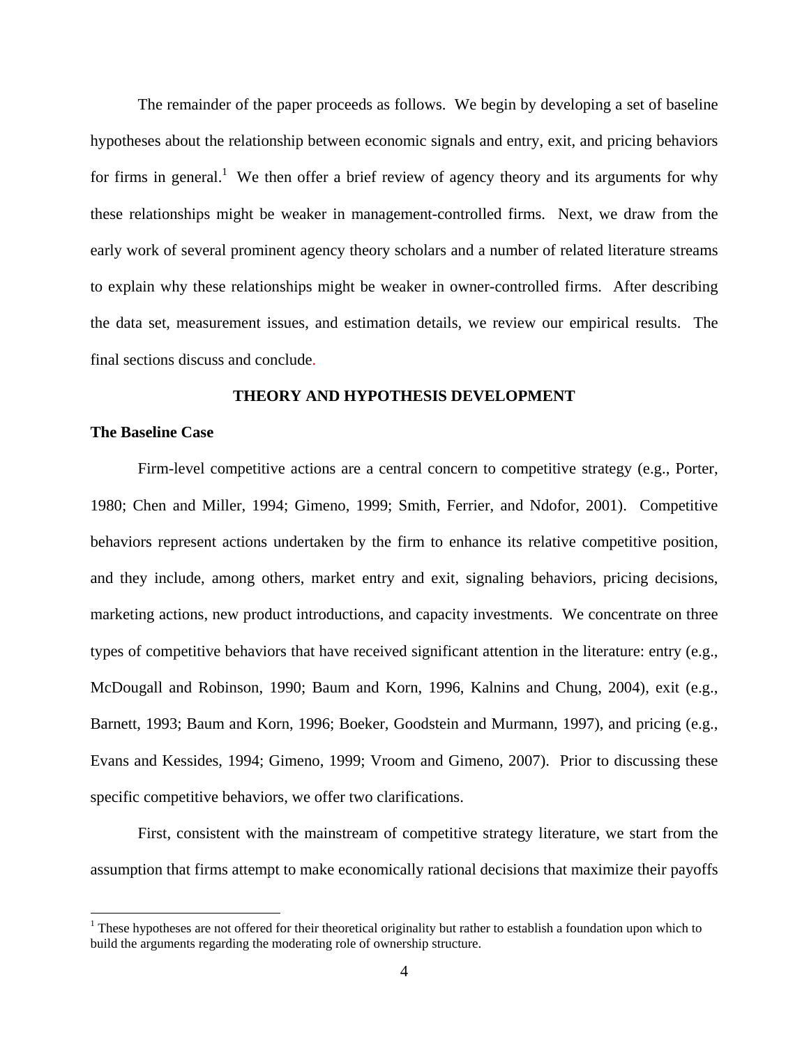The remainder of the paper proceeds as follows. We begin by developing a set of baseline hypotheses about the relationship between economic signals and entry, exit, and pricing behaviors for firms in general.[1] We then offer a brief review of agency theory and its arguments for why these relationships might be weaker in management-controlled firms. Next, we draw from the early work of several prominent agency theory scholars and a number of related literature streams to explain why these relationships might be weaker in owner-controlled firms. After describing the data set, measurement issues, and estimation details, we review our empirical results. The final sections discuss and conclude.

## THEORY AND HYPOTHESIS DEVELOPMENT

### The Baseline Case

Firm-level competitive actions are a central concern to competitive strategy (e.g., Porter, 1980; Chen and Miller, 1994; Gimeno, 1999; Smith, Ferrier, and Ndofor, 2001). Competitive behaviors represent actions undertaken by the firm to enhance its relative competitive position, and they include, among others, market entry and exit, signaling behaviors, pricing decisions, marketing actions, new product introductions, and capacity investments. We concentrate on three types of competitive behaviors that have received significant attention in the literature: entry (e.g., McDougall and Robinson, 1990; Baum and Korn, 1996, Kalnins and Chung, 2004), exit (e.g., Barnett, 1993; Baum and Korn, 1996; Boeker, Goodstein and Murmann, 1997), and pricing (e.g., Evans and Kessides, 1994; Gimeno, 1999; Vroom and Gimeno, 2007). Prior to discussing these specific competitive behaviors, we offer two clarifications.

First, consistent with the mainstream of competitive strategy literature, we start from the assumption that firms attempt to make economically rational decisions that maximize their payoffs

[1] These hypotheses are not offered for their theoretical originality but rather to establish a foundation upon which to build the arguments regarding the moderating role of ownership structure.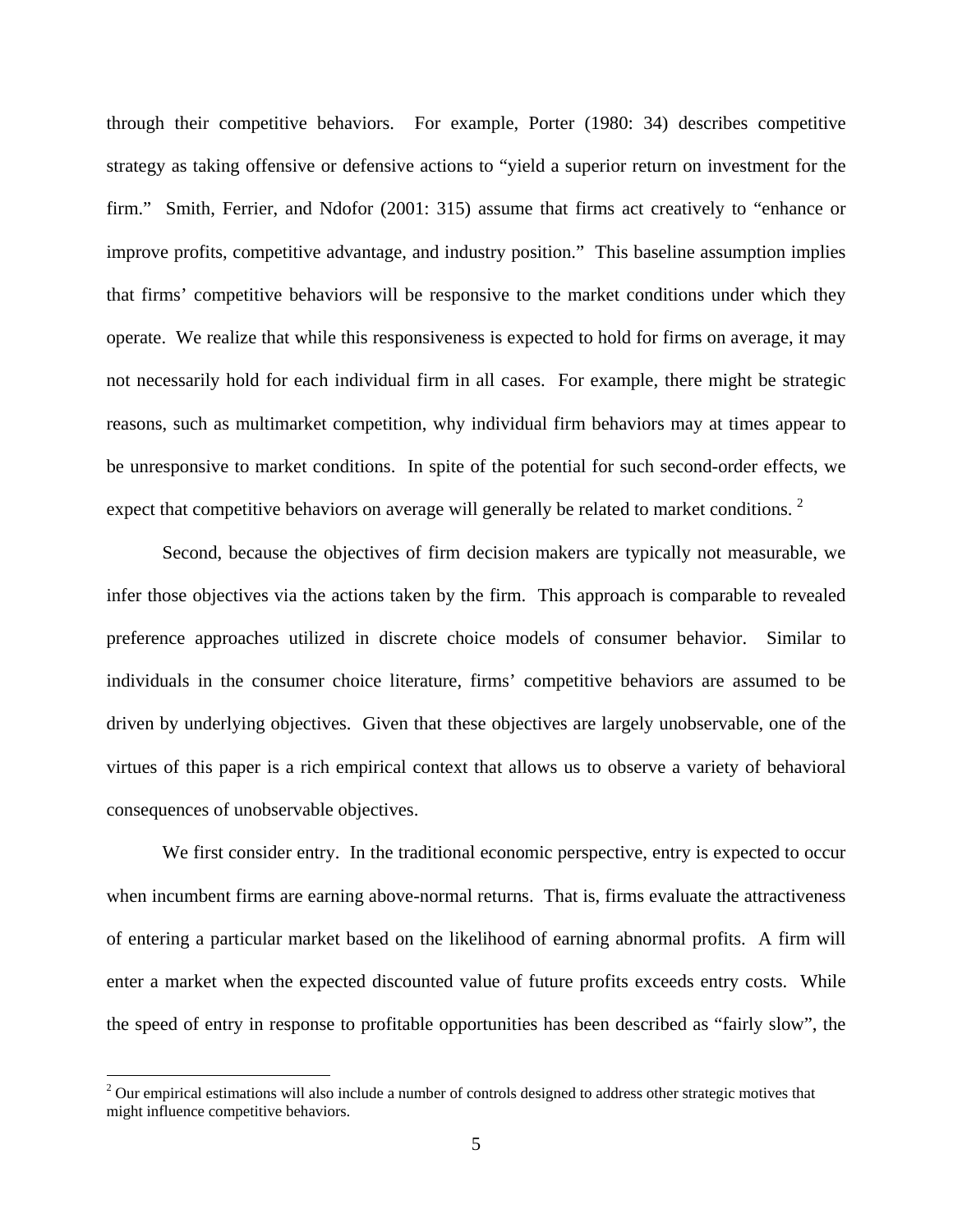through their competitive behaviors. For example, Porter (1980: 34) describes competitive strategy as taking offensive or defensive actions to "yield a superior return on investment for the firm." Smith, Ferrier, and Ndofor (2001: 315) assume that firms act creatively to "enhance or improve profits, competitive advantage, and industry position." This baseline assumption implies that firms' competitive behaviors will be responsive to the market conditions under which they operate. We realize that while this responsiveness is expected to hold for firms on average, it may not necessarily hold for each individual firm in all cases. For example, there might be strategic reasons, such as multimarket competition, why individual firm behaviors may at times appear to be unresponsive to market conditions. In spite of the potential for such second-order effects, we expect that competitive behaviors on average will generally be related to market conditions. [2]

Second, because the objectives of firm decision makers are typically not measurable, we infer those objectives via the actions taken by the firm. This approach is comparable to revealed preference approaches utilized in discrete choice models of consumer behavior. Similar to individuals in the consumer choice literature, firms' competitive behaviors are assumed to be driven by underlying objectives. Given that these objectives are largely unobservable, one of the virtues of this paper is a rich empirical context that allows us to observe a variety of behavioral consequences of unobservable objectives.

We first consider entry. In the traditional economic perspective, entry is expected to occur when incumbent firms are earning above-normal returns. That is, firms evaluate the attractiveness of entering a particular market based on the likelihood of earning abnormal profits. A firm will enter a market when the expected discounted value of future profits exceeds entry costs. While the speed of entry in response to profitable opportunities has been described as "fairly slow", the

[2] Our empirical estimations will also include a number of controls designed to address other strategic motives that might influence competitive behaviors.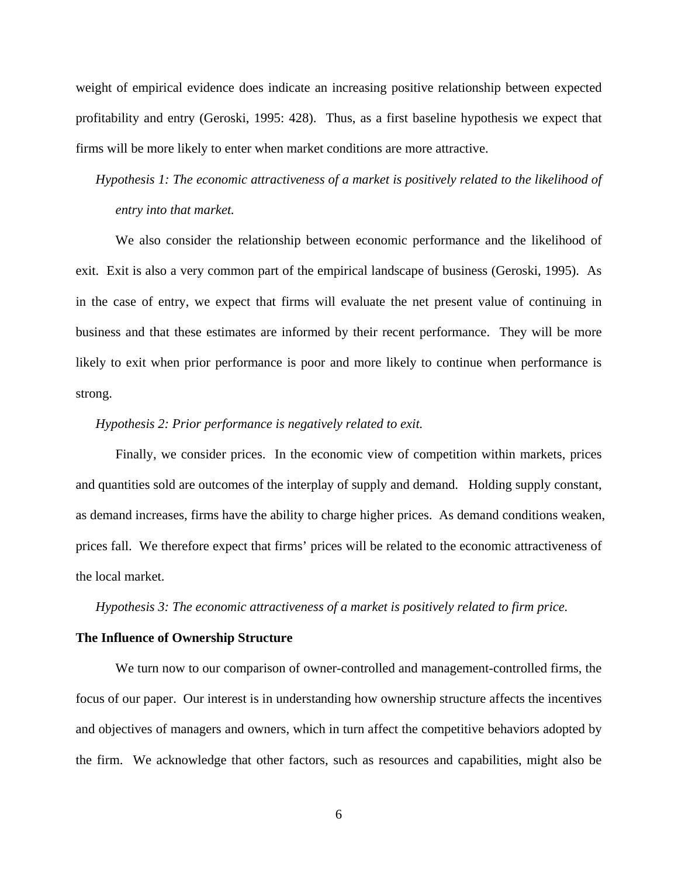weight of empirical evidence does indicate an increasing positive relationship between expected profitability and entry (Geroski, 1995: 428). Thus, as a first baseline hypothesis we expect that firms will be more likely to enter when market conditions are more attractive.

*Hypothesis 1: The economic attractiveness of a market is positively related to the likelihood of entry into that market.*

We also consider the relationship between economic performance and the likelihood of exit. Exit is also a very common part of the empirical landscape of business (Geroski, 1995). As in the case of entry, we expect that firms will evaluate the net present value of continuing in business and that these estimates are informed by their recent performance. They will be more likely to exit when prior performance is poor and more likely to continue when performance is strong.

*Hypothesis 2: Prior performance is negatively related to exit.*

Finally, we consider prices. In the economic view of competition within markets, prices and quantities sold are outcomes of the interplay of supply and demand. Holding supply constant, as demand increases, firms have the ability to charge higher prices. As demand conditions weaken, prices fall. We therefore expect that firms' prices will be related to the economic attractiveness of the local market.

*Hypothesis 3: The economic attractiveness of a market is positively related to firm price.*

**The Influence of Ownership Structure**

We turn now to our comparison of owner-controlled and management-controlled firms, the focus of our paper. Our interest is in understanding how ownership structure affects the incentives and objectives of managers and owners, which in turn affect the competitive behaviors adopted by the firm. We acknowledge that other factors, such as resources and capabilities, might also be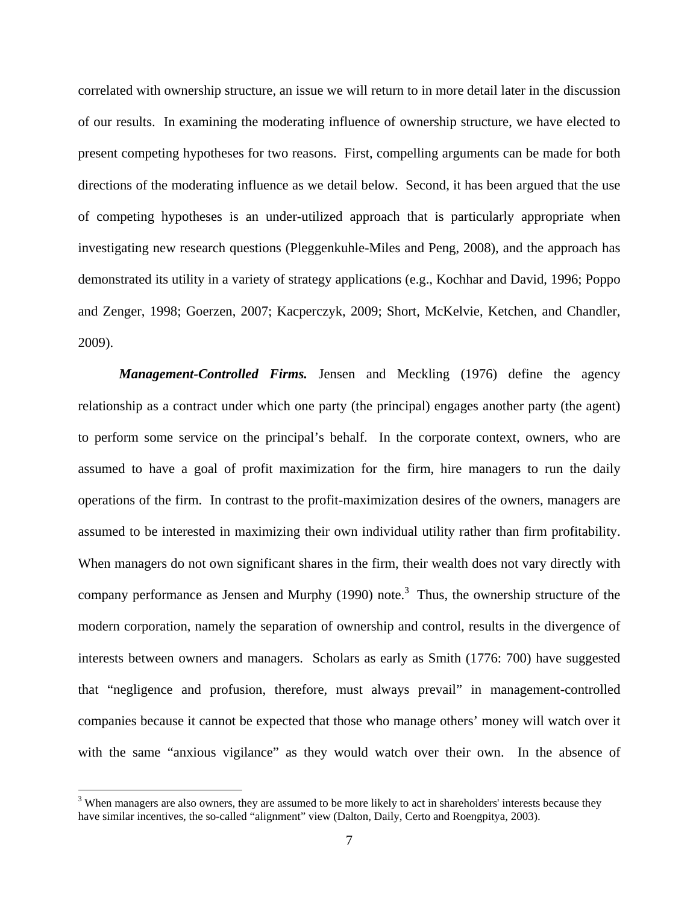correlated with ownership structure, an issue we will return to in more detail later in the discussion of our results. In examining the moderating influence of ownership structure, we have elected to present competing hypotheses for two reasons. First, compelling arguments can be made for both directions of the moderating influence as we detail below. Second, it has been argued that the use of competing hypotheses is an under-utilized approach that is particularly appropriate when investigating new research questions (Pleggenkuhle-Miles and Peng, 2008), and the approach has demonstrated its utility in a variety of strategy applications (e.g., Kochhar and David, 1996; Poppo and Zenger, 1998; Goerzen, 2007; Kacperczyk, 2009; Short, McKelvie, Ketchen, and Chandler, 2009).

***Management-Controlled Firms.*** Jensen and Meckling (1976) define the agency relationship as a contract under which one party (the principal) engages another party (the agent) to perform some service on the principal's behalf. In the corporate context, owners, who are assumed to have a goal of profit maximization for the firm, hire managers to run the daily operations of the firm. In contrast to the profit-maximization desires of the owners, managers are assumed to be interested in maximizing their own individual utility rather than firm profitability. When managers do not own significant shares in the firm, their wealth does not vary directly with company performance as Jensen and Murphy (1990) note.[3] Thus, the ownership structure of the modern corporation, namely the separation of ownership and control, results in the divergence of interests between owners and managers. Scholars as early as Smith (1776: 700) have suggested that "negligence and profusion, therefore, must always prevail" in management-controlled companies because it cannot be expected that those who manage others' money will watch over it with the same "anxious vigilance" as they would watch over their own. In the absence of

[3] When managers are also owners, they are assumed to be more likely to act in shareholders' interests because they have similar incentives, the so-called "alignment" view (Dalton, Daily, Certo and Roengpitya, 2003).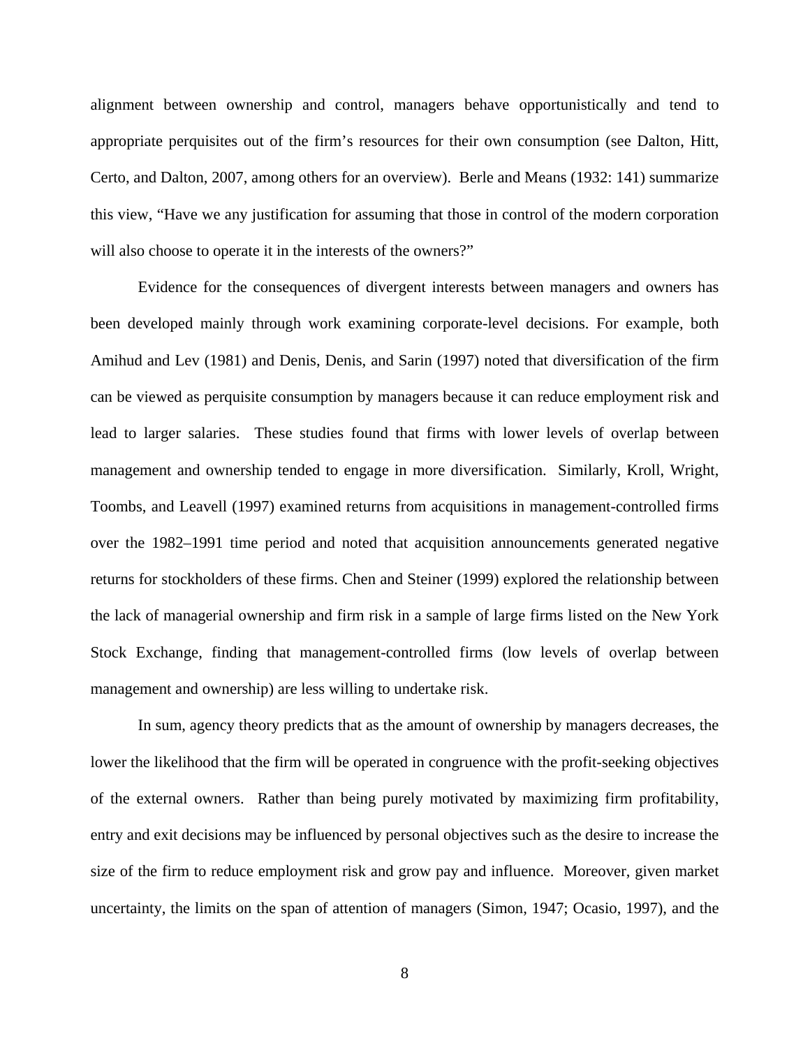alignment between ownership and control, managers behave opportunistically and tend to appropriate perquisites out of the firm's resources for their own consumption (see Dalton, Hitt, Certo, and Dalton, 2007, among others for an overview). Berle and Means (1932: 141) summarize this view, "Have we any justification for assuming that those in control of the modern corporation will also choose to operate it in the interests of the owners?"

Evidence for the consequences of divergent interests between managers and owners has been developed mainly through work examining corporate-level decisions. For example, both Amihud and Lev (1981) and Denis, Denis, and Sarin (1997) noted that diversification of the firm can be viewed as perquisite consumption by managers because it can reduce employment risk and lead to larger salaries. These studies found that firms with lower levels of overlap between management and ownership tended to engage in more diversification. Similarly, Kroll, Wright, Toombs, and Leavell (1997) examined returns from acquisitions in management-controlled firms over the 1982–1991 time period and noted that acquisition announcements generated negative returns for stockholders of these firms. Chen and Steiner (1999) explored the relationship between the lack of managerial ownership and firm risk in a sample of large firms listed on the New York Stock Exchange, finding that management-controlled firms (low levels of overlap between management and ownership) are less willing to undertake risk.

In sum, agency theory predicts that as the amount of ownership by managers decreases, the lower the likelihood that the firm will be operated in congruence with the profit-seeking objectives of the external owners. Rather than being purely motivated by maximizing firm profitability, entry and exit decisions may be influenced by personal objectives such as the desire to increase the size of the firm to reduce employment risk and grow pay and influence. Moreover, given market uncertainty, the limits on the span of attention of managers (Simon, 1947; Ocasio, 1997), and the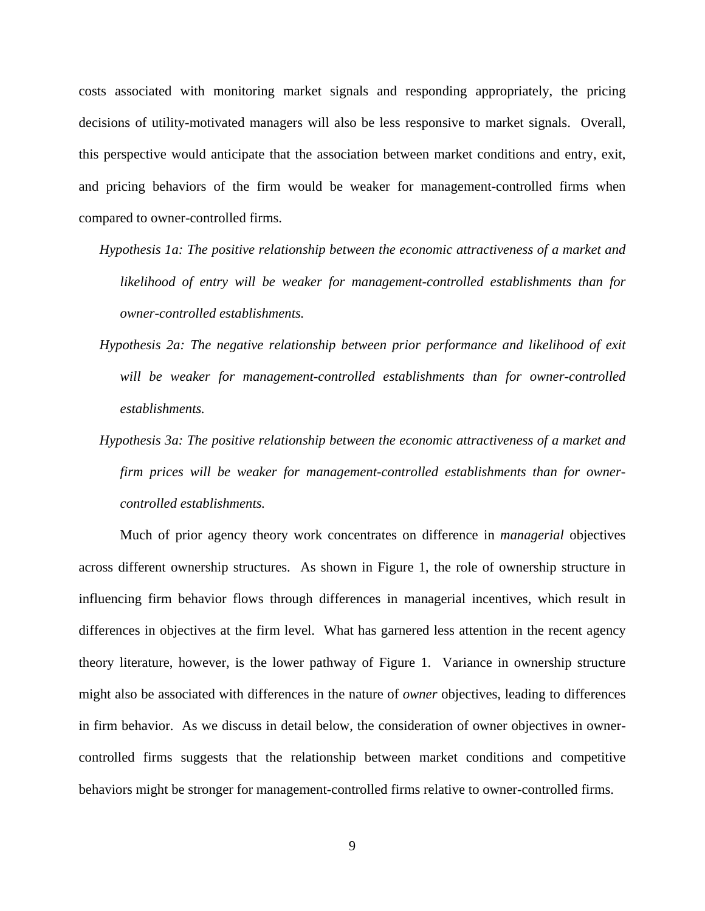costs associated with monitoring market signals and responding appropriately, the pricing decisions of utility-motivated managers will also be less responsive to market signals. Overall, this perspective would anticipate that the association between market conditions and entry, exit, and pricing behaviors of the firm would be weaker for management-controlled firms when compared to owner-controlled firms.

*Hypothesis 1a: The positive relationship between the economic attractiveness of a market and likelihood of entry will be weaker for management-controlled establishments than for owner-controlled establishments.*

*Hypothesis 2a: The negative relationship between prior performance and likelihood of exit will be weaker for management-controlled establishments than for owner-controlled establishments.*

*Hypothesis 3a: The positive relationship between the economic attractiveness of a market and firm prices will be weaker for management-controlled establishments than for owner-controlled establishments.*

Much of prior agency theory work concentrates on difference in *managerial* objectives across different ownership structures. As shown in Figure 1, the role of ownership structure in influencing firm behavior flows through differences in managerial incentives, which result in differences in objectives at the firm level. What has garnered less attention in the recent agency theory literature, however, is the lower pathway of Figure 1. Variance in ownership structure might also be associated with differences in the nature of *owner* objectives, leading to differences in firm behavior. As we discuss in detail below, the consideration of owner objectives in owner-controlled firms suggests that the relationship between market conditions and competitive behaviors might be stronger for management-controlled firms relative to owner-controlled firms.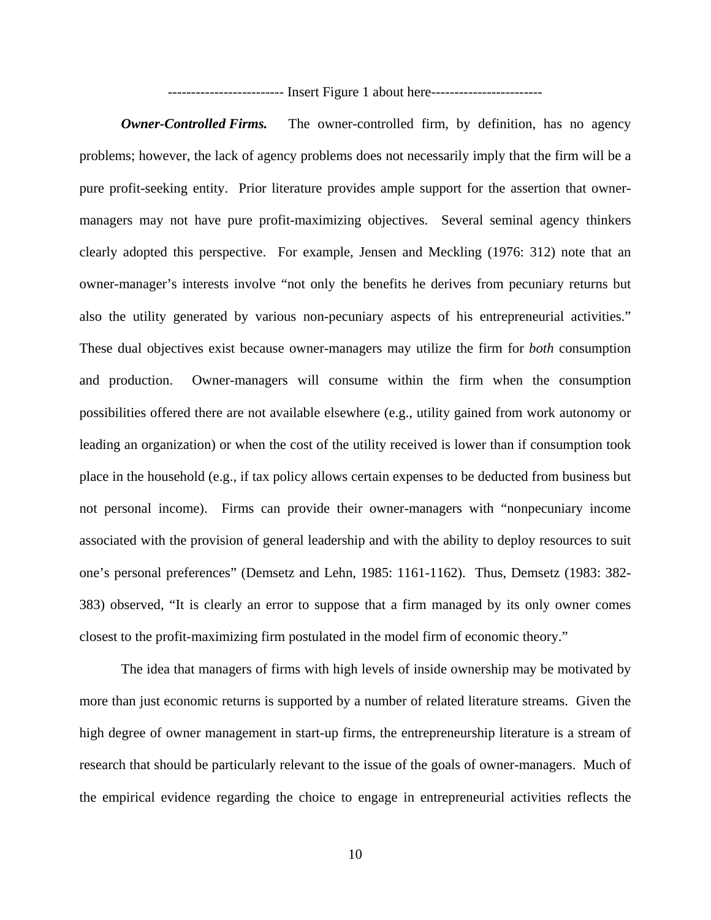------------------------ Insert Figure 1 about here-----------------------

***Owner-Controlled Firms.*** The owner-controlled firm, by definition, has no agency problems; however, the lack of agency problems does not necessarily imply that the firm will be a pure profit-seeking entity. Prior literature provides ample support for the assertion that owner-managers may not have pure profit-maximizing objectives. Several seminal agency thinkers clearly adopted this perspective. For example, Jensen and Meckling (1976: 312) note that an owner-manager's interests involve "not only the benefits he derives from pecuniary returns but also the utility generated by various non-pecuniary aspects of his entrepreneurial activities." These dual objectives exist because owner-managers may utilize the firm for *both* consumption and production. Owner-managers will consume within the firm when the consumption possibilities offered there are not available elsewhere (e.g., utility gained from work autonomy or leading an organization) or when the cost of the utility received is lower than if consumption took place in the household (e.g., if tax policy allows certain expenses to be deducted from business but not personal income). Firms can provide their owner-managers with "nonpecuniary income associated with the provision of general leadership and with the ability to deploy resources to suit one's personal preferences" (Demsetz and Lehn, 1985: 1161-1162). Thus, Demsetz (1983: 382-383) observed, "It is clearly an error to suppose that a firm managed by its only owner comes closest to the profit-maximizing firm postulated in the model firm of economic theory."

The idea that managers of firms with high levels of inside ownership may be motivated by more than just economic returns is supported by a number of related literature streams. Given the high degree of owner management in start-up firms, the entrepreneurship literature is a stream of research that should be particularly relevant to the issue of the goals of owner-managers. Much of the empirical evidence regarding the choice to engage in entrepreneurial activities reflects the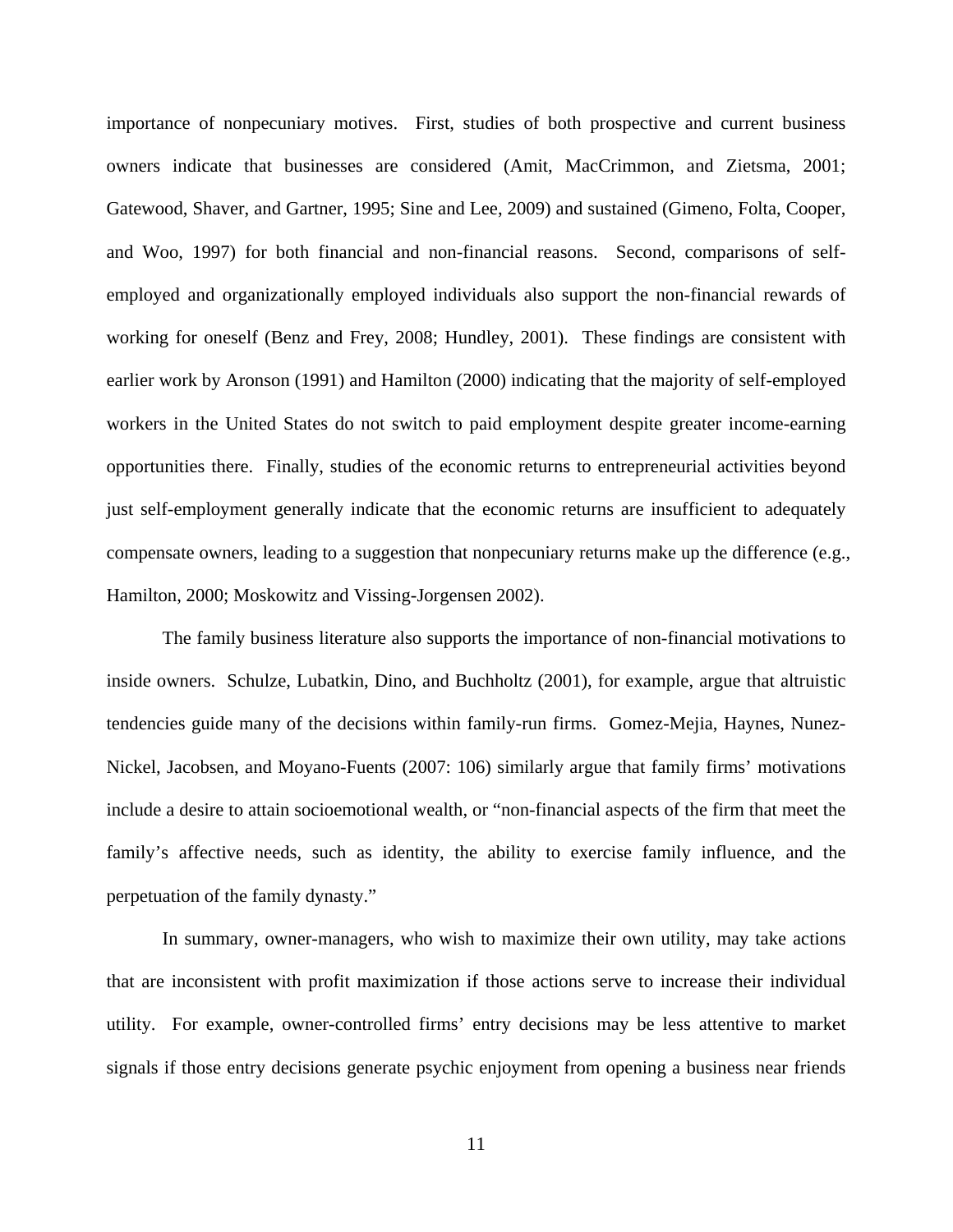importance of nonpecuniary motives. First, studies of both prospective and current business owners indicate that businesses are considered (Amit, MacCrimmon, and Zietsma, 2001; Gatewood, Shaver, and Gartner, 1995; Sine and Lee, 2009) and sustained (Gimeno, Folta, Cooper, and Woo, 1997) for both financial and non-financial reasons. Second, comparisons of self-employed and organizationally employed individuals also support the non-financial rewards of working for oneself (Benz and Frey, 2008; Hundley, 2001). These findings are consistent with earlier work by Aronson (1991) and Hamilton (2000) indicating that the majority of self-employed workers in the United States do not switch to paid employment despite greater income-earning opportunities there. Finally, studies of the economic returns to entrepreneurial activities beyond just self-employment generally indicate that the economic returns are insufficient to adequately compensate owners, leading to a suggestion that nonpecuniary returns make up the difference (e.g., Hamilton, 2000; Moskowitz and Vissing-Jorgensen 2002).

The family business literature also supports the importance of non-financial motivations to inside owners. Schulze, Lubatkin, Dino, and Buchholtz (2001), for example, argue that altruistic tendencies guide many of the decisions within family-run firms. Gomez-Mejia, Haynes, Nunez-Nickel, Jacobsen, and Moyano-Fuents (2007: 106) similarly argue that family firms' motivations include a desire to attain socioemotional wealth, or "non-financial aspects of the firm that meet the family's affective needs, such as identity, the ability to exercise family influence, and the perpetuation of the family dynasty."

In summary, owner-managers, who wish to maximize their own utility, may take actions that are inconsistent with profit maximization if those actions serve to increase their individual utility. For example, owner-controlled firms' entry decisions may be less attentive to market signals if those entry decisions generate psychic enjoyment from opening a business near friends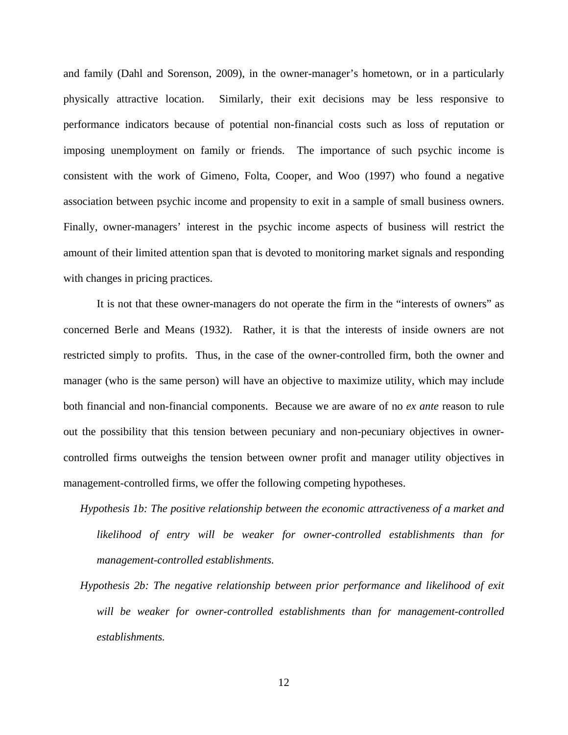and family (Dahl and Sorenson, 2009), in the owner-manager's hometown, or in a particularly physically attractive location. Similarly, their exit decisions may be less responsive to performance indicators because of potential non-financial costs such as loss of reputation or imposing unemployment on family or friends. The importance of such psychic income is consistent with the work of Gimeno, Folta, Cooper, and Woo (1997) who found a negative association between psychic income and propensity to exit in a sample of small business owners. Finally, owner-managers' interest in the psychic income aspects of business will restrict the amount of their limited attention span that is devoted to monitoring market signals and responding with changes in pricing practices.

It is not that these owner-managers do not operate the firm in the "interests of owners" as concerned Berle and Means (1932). Rather, it is that the interests of inside owners are not restricted simply to profits. Thus, in the case of the owner-controlled firm, both the owner and manager (who is the same person) will have an objective to maximize utility, which may include both financial and non-financial components. Because we are aware of no *ex ante* reason to rule out the possibility that this tension between pecuniary and non-pecuniary objectives in owner-controlled firms outweighs the tension between owner profit and manager utility objectives in management-controlled firms, we offer the following competing hypotheses.

*Hypothesis 1b: The positive relationship between the economic attractiveness of a market and likelihood of entry will be weaker for owner-controlled establishments than for management-controlled establishments.*

*Hypothesis 2b: The negative relationship between prior performance and likelihood of exit will be weaker for owner-controlled establishments than for management-controlled establishments.*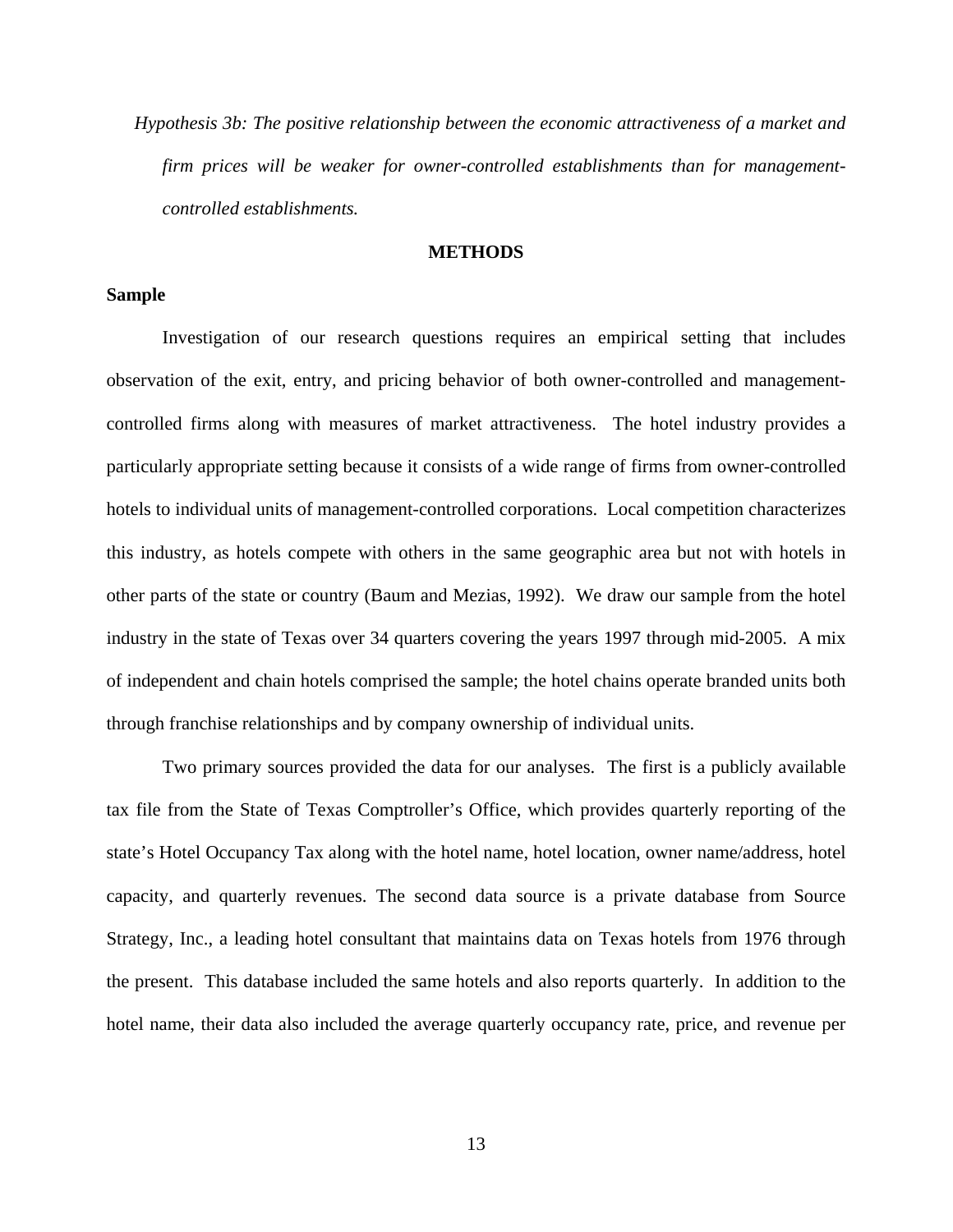*Hypothesis 3b: The positive relationship between the economic attractiveness of a market and firm prices will be weaker for owner-controlled establishments than for management-controlled establishments.*

## METHODS

### Sample

Investigation of our research questions requires an empirical setting that includes observation of the exit, entry, and pricing behavior of both owner-controlled and management-controlled firms along with measures of market attractiveness. The hotel industry provides a particularly appropriate setting because it consists of a wide range of firms from owner-controlled hotels to individual units of management-controlled corporations. Local competition characterizes this industry, as hotels compete with others in the same geographic area but not with hotels in other parts of the state or country (Baum and Mezias, 1992). We draw our sample from the hotel industry in the state of Texas over 34 quarters covering the years 1997 through mid-2005. A mix of independent and chain hotels comprised the sample; the hotel chains operate branded units both through franchise relationships and by company ownership of individual units.

Two primary sources provided the data for our analyses. The first is a publicly available tax file from the State of Texas Comptroller's Office, which provides quarterly reporting of the state's Hotel Occupancy Tax along with the hotel name, hotel location, owner name/address, hotel capacity, and quarterly revenues. The second data source is a private database from Source Strategy, Inc., a leading hotel consultant that maintains data on Texas hotels from 1976 through the present. This database included the same hotels and also reports quarterly. In addition to the hotel name, their data also included the average quarterly occupancy rate, price, and revenue per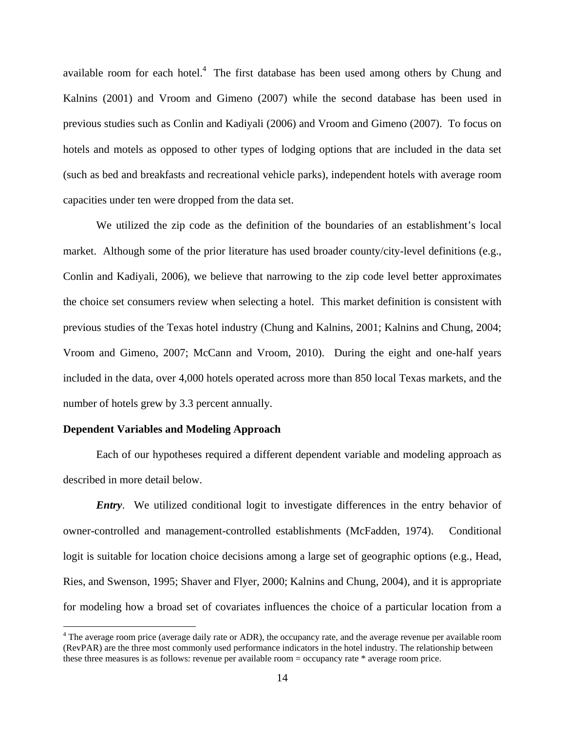available room for each hotel.[4] The first database has been used among others by Chung and Kalnins (2001) and Vroom and Gimeno (2007) while the second database has been used in previous studies such as Conlin and Kadiyali (2006) and Vroom and Gimeno (2007). To focus on hotels and motels as opposed to other types of lodging options that are included in the data set (such as bed and breakfasts and recreational vehicle parks), independent hotels with average room capacities under ten were dropped from the data set.

We utilized the zip code as the definition of the boundaries of an establishment's local market. Although some of the prior literature has used broader county/city-level definitions (e.g., Conlin and Kadiyali, 2006), we believe that narrowing to the zip code level better approximates the choice set consumers review when selecting a hotel. This market definition is consistent with previous studies of the Texas hotel industry (Chung and Kalnins, 2001; Kalnins and Chung, 2004; Vroom and Gimeno, 2007; McCann and Vroom, 2010). During the eight and one-half years included in the data, over 4,000 hotels operated across more than 850 local Texas markets, and the number of hotels grew by 3.3 percent annually.

**Dependent Variables and Modeling Approach**

Each of our hypotheses required a different dependent variable and modeling approach as described in more detail below.

***Entry***. We utilized conditional logit to investigate differences in the entry behavior of owner-controlled and management-controlled establishments (McFadden, 1974). Conditional logit is suitable for location choice decisions among a large set of geographic options (e.g., Head, Ries, and Swenson, 1995; Shaver and Flyer, 2000; Kalnins and Chung, 2004), and it is appropriate for modeling how a broad set of covariates influences the choice of a particular location from a

[4] The average room price (average daily rate or ADR), the occupancy rate, and the average revenue per available room (RevPAR) are the three most commonly used performance indicators in the hotel industry. The relationship between these three measures is as follows: revenue per available room = occupancy rate * average room price.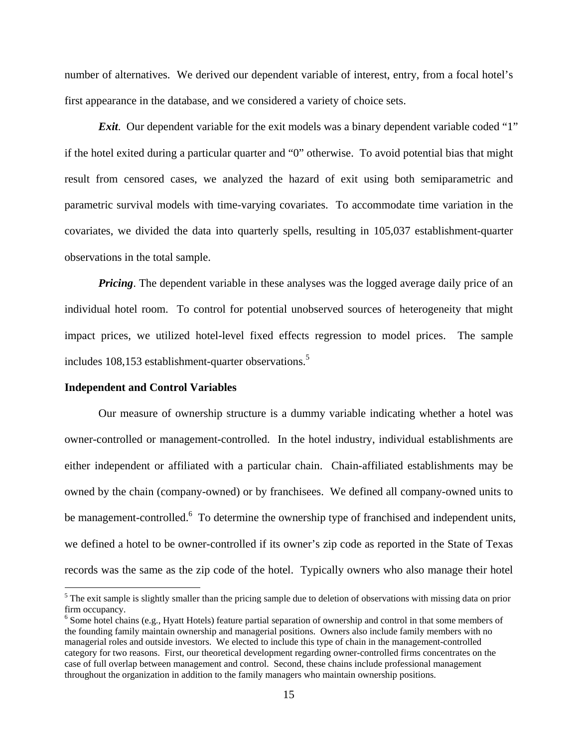number of alternatives. We derived our dependent variable of interest, entry, from a focal hotel's first appearance in the database, and we considered a variety of choice sets.

***Exit***. Our dependent variable for the exit models was a binary dependent variable coded "1" if the hotel exited during a particular quarter and "0" otherwise. To avoid potential bias that might result from censored cases, we analyzed the hazard of exit using both semiparametric and parametric survival models with time-varying covariates. To accommodate time variation in the covariates, we divided the data into quarterly spells, resulting in 105,037 establishment-quarter observations in the total sample.

***Pricing***. The dependent variable in these analyses was the logged average daily price of an individual hotel room. To control for potential unobserved sources of heterogeneity that might impact prices, we utilized hotel-level fixed effects regression to model prices. The sample includes 108,153 establishment-quarter observations.[5]

**Independent and Control Variables**

Our measure of ownership structure is a dummy variable indicating whether a hotel was owner-controlled or management-controlled. In the hotel industry, individual establishments are either independent or affiliated with a particular chain. Chain-affiliated establishments may be owned by the chain (company-owned) or by franchisees. We defined all company-owned units to be management-controlled.[6] To determine the ownership type of franchised and independent units, we defined a hotel to be owner-controlled if its owner's zip code as reported in the State of Texas records was the same as the zip code of the hotel. Typically owners who also manage their hotel

---

[5] The exit sample is slightly smaller than the pricing sample due to deletion of observations with missing data on prior firm occupancy.

[6] Some hotel chains (e.g., Hyatt Hotels) feature partial separation of ownership and control in that some members of the founding family maintain ownership and managerial positions. Owners also include family members with no managerial roles and outside investors. We elected to include this type of chain in the management-controlled category for two reasons. First, our theoretical development regarding owner-controlled firms concentrates on the case of full overlap between management and control. Second, these chains include professional management throughout the organization in addition to the family managers who maintain ownership positions.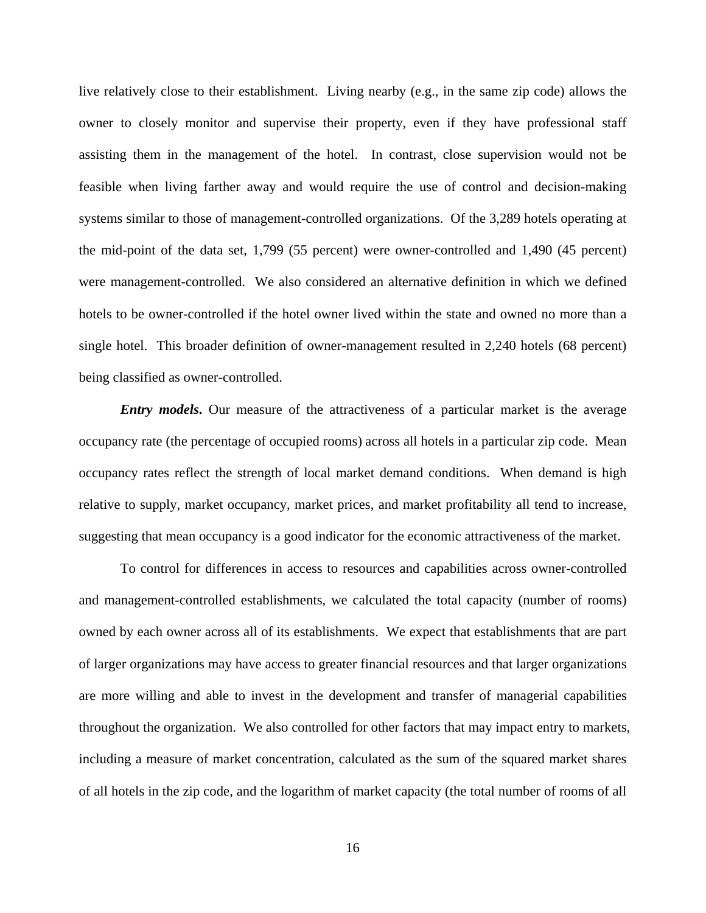live relatively close to their establishment. Living nearby (e.g., in the same zip code) allows the owner to closely monitor and supervise their property, even if they have professional staff assisting them in the management of the hotel. In contrast, close supervision would not be feasible when living farther away and would require the use of control and decision-making systems similar to those of management-controlled organizations. Of the 3,289 hotels operating at the mid-point of the data set, 1,799 (55 percent) were owner-controlled and 1,490 (45 percent) were management-controlled. We also considered an alternative definition in which we defined hotels to be owner-controlled if the hotel owner lived within the state and owned no more than a single hotel. This broader definition of owner-management resulted in 2,240 hotels (68 percent) being classified as owner-controlled.

***Entry models.*** Our measure of the attractiveness of a particular market is the average occupancy rate (the percentage of occupied rooms) across all hotels in a particular zip code. Mean occupancy rates reflect the strength of local market demand conditions. When demand is high relative to supply, market occupancy, market prices, and market profitability all tend to increase, suggesting that mean occupancy is a good indicator for the economic attractiveness of the market.

To control for differences in access to resources and capabilities across owner-controlled and management-controlled establishments, we calculated the total capacity (number of rooms) owned by each owner across all of its establishments. We expect that establishments that are part of larger organizations may have access to greater financial resources and that larger organizations are more willing and able to invest in the development and transfer of managerial capabilities throughout the organization. We also controlled for other factors that may impact entry to markets, including a measure of market concentration, calculated as the sum of the squared market shares of all hotels in the zip code, and the logarithm of market capacity (the total number of rooms of all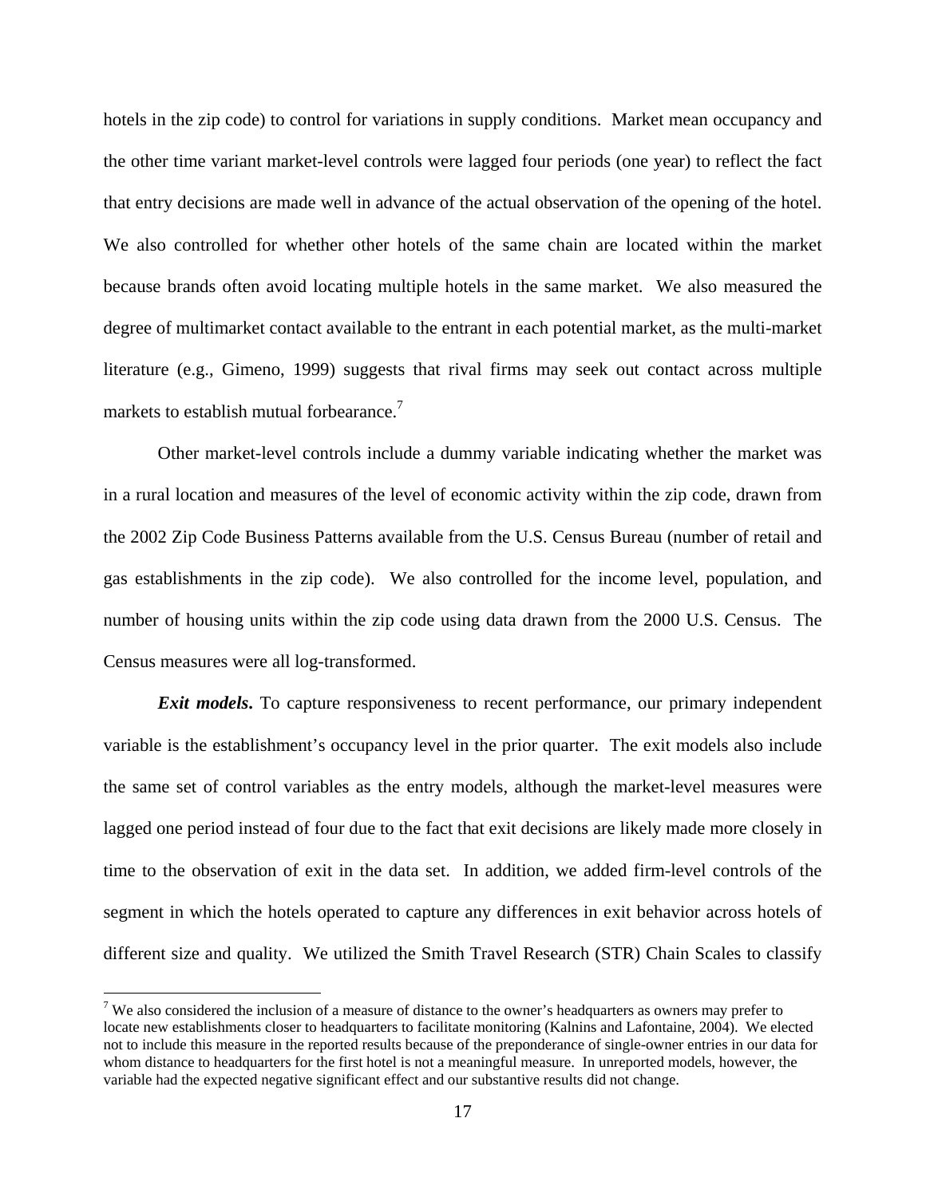hotels in the zip code) to control for variations in supply conditions. Market mean occupancy and the other time variant market-level controls were lagged four periods (one year) to reflect the fact that entry decisions are made well in advance of the actual observation of the opening of the hotel. We also controlled for whether other hotels of the same chain are located within the market because brands often avoid locating multiple hotels in the same market. We also measured the degree of multimarket contact available to the entrant in each potential market, as the multi-market literature (e.g., Gimeno, 1999) suggests that rival firms may seek out contact across multiple markets to establish mutual forbearance.[7]

Other market-level controls include a dummy variable indicating whether the market was in a rural location and measures of the level of economic activity within the zip code, drawn from the 2002 Zip Code Business Patterns available from the U.S. Census Bureau (number of retail and gas establishments in the zip code). We also controlled for the income level, population, and number of housing units within the zip code using data drawn from the 2000 U.S. Census. The Census measures were all log-transformed.

***Exit models***. To capture responsiveness to recent performance, our primary independent variable is the establishment's occupancy level in the prior quarter. The exit models also include the same set of control variables as the entry models, although the market-level measures were lagged one period instead of four due to the fact that exit decisions are likely made more closely in time to the observation of exit in the data set. In addition, we added firm-level controls of the segment in which the hotels operated to capture any differences in exit behavior across hotels of different size and quality. We utilized the Smith Travel Research (STR) Chain Scales to classify

[7] We also considered the inclusion of a measure of distance to the owner's headquarters as owners may prefer to locate new establishments closer to headquarters to facilitate monitoring (Kalnins and Lafontaine, 2004). We elected not to include this measure in the reported results because of the preponderance of single-owner entries in our data for whom distance to headquarters for the first hotel is not a meaningful measure. In unreported models, however, the variable had the expected negative significant effect and our substantive results did not change.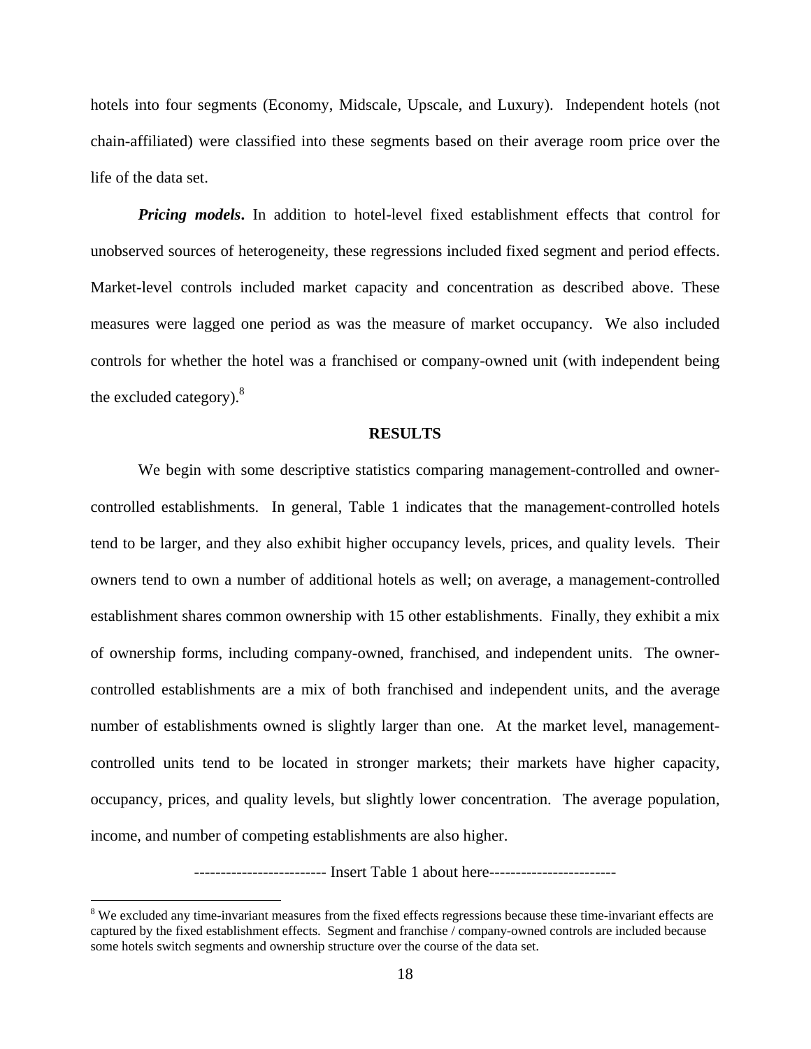hotels into four segments (Economy, Midscale, Upscale, and Luxury). Independent hotels (not chain-affiliated) were classified into these segments based on their average room price over the life of the data set.

***Pricing models***. In addition to hotel-level fixed establishment effects that control for unobserved sources of heterogeneity, these regressions included fixed segment and period effects. Market-level controls included market capacity and concentration as described above. These measures were lagged one period as was the measure of market occupancy. We also included controls for whether the hotel was a franchised or company-owned unit (with independent being the excluded category).[8]

## RESULTS

We begin with some descriptive statistics comparing management-controlled and owner-controlled establishments. In general, Table 1 indicates that the management-controlled hotels tend to be larger, and they also exhibit higher occupancy levels, prices, and quality levels. Their owners tend to own a number of additional hotels as well; on average, a management-controlled establishment shares common ownership with 15 other establishments. Finally, they exhibit a mix of ownership forms, including company-owned, franchised, and independent units. The owner-controlled establishments are a mix of both franchised and independent units, and the average number of establishments owned is slightly larger than one. At the market level, management-controlled units tend to be located in stronger markets; their markets have higher capacity, occupancy, prices, and quality levels, but slightly lower concentration. The average population, income, and number of competing establishments are also higher.

------------------------ Insert Table 1 about here------------------------

[8] We excluded any time-invariant measures from the fixed effects regressions because these time-invariant effects are captured by the fixed establishment effects. Segment and franchise / company-owned controls are included because some hotels switch segments and ownership structure over the course of the data set.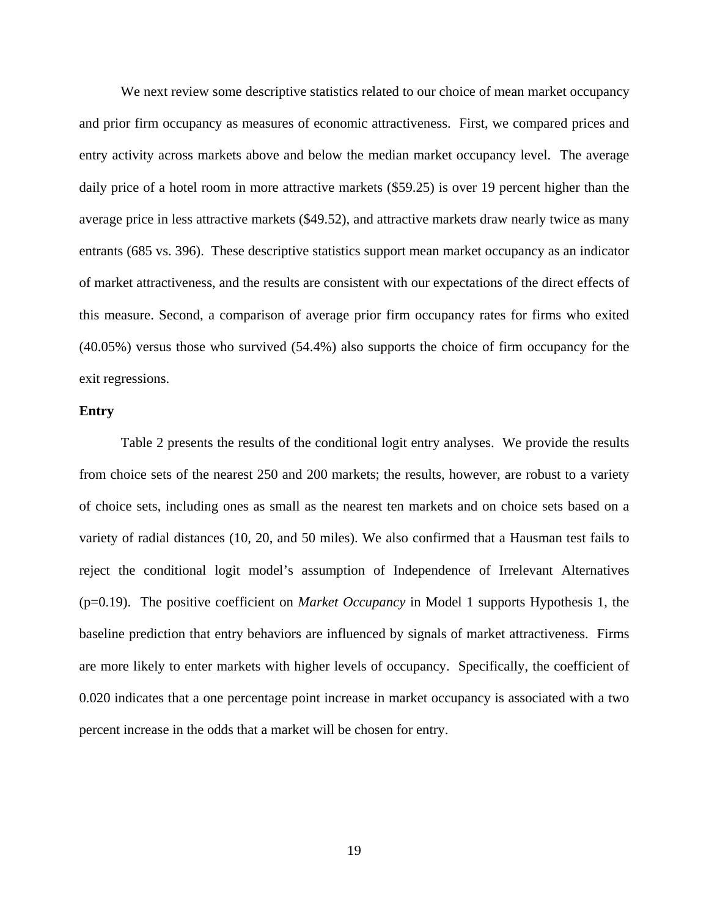We next review some descriptive statistics related to our choice of mean market occupancy and prior firm occupancy as measures of economic attractiveness. First, we compared prices and entry activity across markets above and below the median market occupancy level. The average daily price of a hotel room in more attractive markets ($59.25) is over 19 percent higher than the average price in less attractive markets ($49.52), and attractive markets draw nearly twice as many entrants (685 vs. 396). These descriptive statistics support mean market occupancy as an indicator of market attractiveness, and the results are consistent with our expectations of the direct effects of this measure. Second, a comparison of average prior firm occupancy rates for firms who exited (40.05%) versus those who survived (54.4%) also supports the choice of firm occupancy for the exit regressions.

**Entry**

Table 2 presents the results of the conditional logit entry analyses. We provide the results from choice sets of the nearest 250 and 200 markets; the results, however, are robust to a variety of choice sets, including ones as small as the nearest ten markets and on choice sets based on a variety of radial distances (10, 20, and 50 miles). We also confirmed that a Hausman test fails to reject the conditional logit model's assumption of Independence of Irrelevant Alternatives ($p=0.19$). The positive coefficient on *Market Occupancy* in Model 1 supports Hypothesis 1, the baseline prediction that entry behaviors are influenced by signals of market attractiveness. Firms are more likely to enter markets with higher levels of occupancy. Specifically, the coefficient of 0.020 indicates that a one percentage point increase in market occupancy is associated with a two percent increase in the odds that a market will be chosen for entry.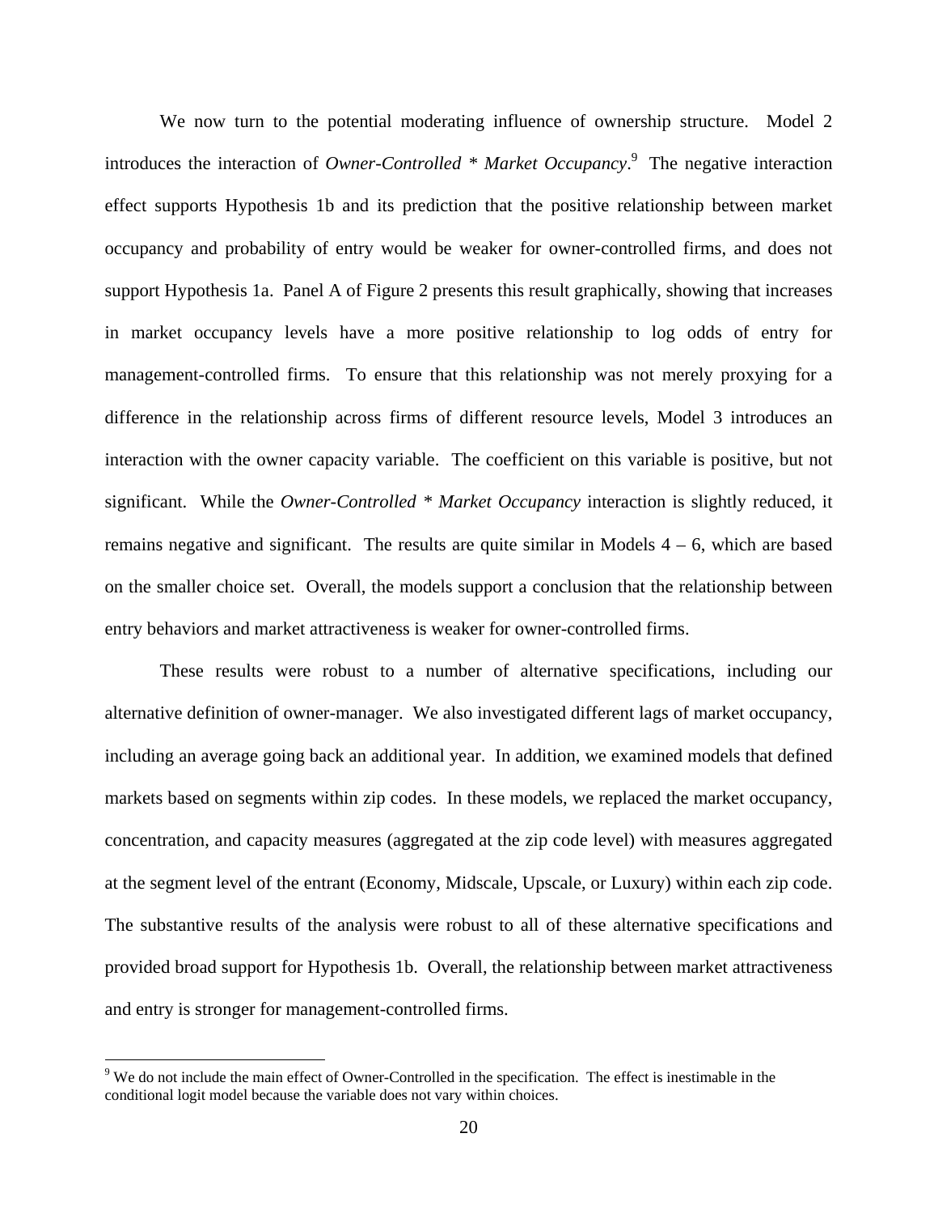We now turn to the potential moderating influence of ownership structure. Model 2 introduces the interaction of *Owner-Controlled * Market Occupancy*.[9] The negative interaction effect supports Hypothesis 1b and its prediction that the positive relationship between market occupancy and probability of entry would be weaker for owner-controlled firms, and does not support Hypothesis 1a. Panel A of Figure 2 presents this result graphically, showing that increases in market occupancy levels have a more positive relationship to log odds of entry for management-controlled firms. To ensure that this relationship was not merely proxying for a difference in the relationship across firms of different resource levels, Model 3 introduces an interaction with the owner capacity variable. The coefficient on this variable is positive, but not significant. While the *Owner-Controlled * Market Occupancy* interaction is slightly reduced, it remains negative and significant. The results are quite similar in Models 4 – 6, which are based on the smaller choice set. Overall, the models support a conclusion that the relationship between entry behaviors and market attractiveness is weaker for owner-controlled firms.

These results were robust to a number of alternative specifications, including our alternative definition of owner-manager. We also investigated different lags of market occupancy, including an average going back an additional year. In addition, we examined models that defined markets based on segments within zip codes. In these models, we replaced the market occupancy, concentration, and capacity measures (aggregated at the zip code level) with measures aggregated at the segment level of the entrant (Economy, Midscale, Upscale, or Luxury) within each zip code. The substantive results of the analysis were robust to all of these alternative specifications and provided broad support for Hypothesis 1b. Overall, the relationship between market attractiveness and entry is stronger for management-controlled firms.

[9] We do not include the main effect of Owner-Controlled in the specification. The effect is inestimable in the conditional logit model because the variable does not vary within choices.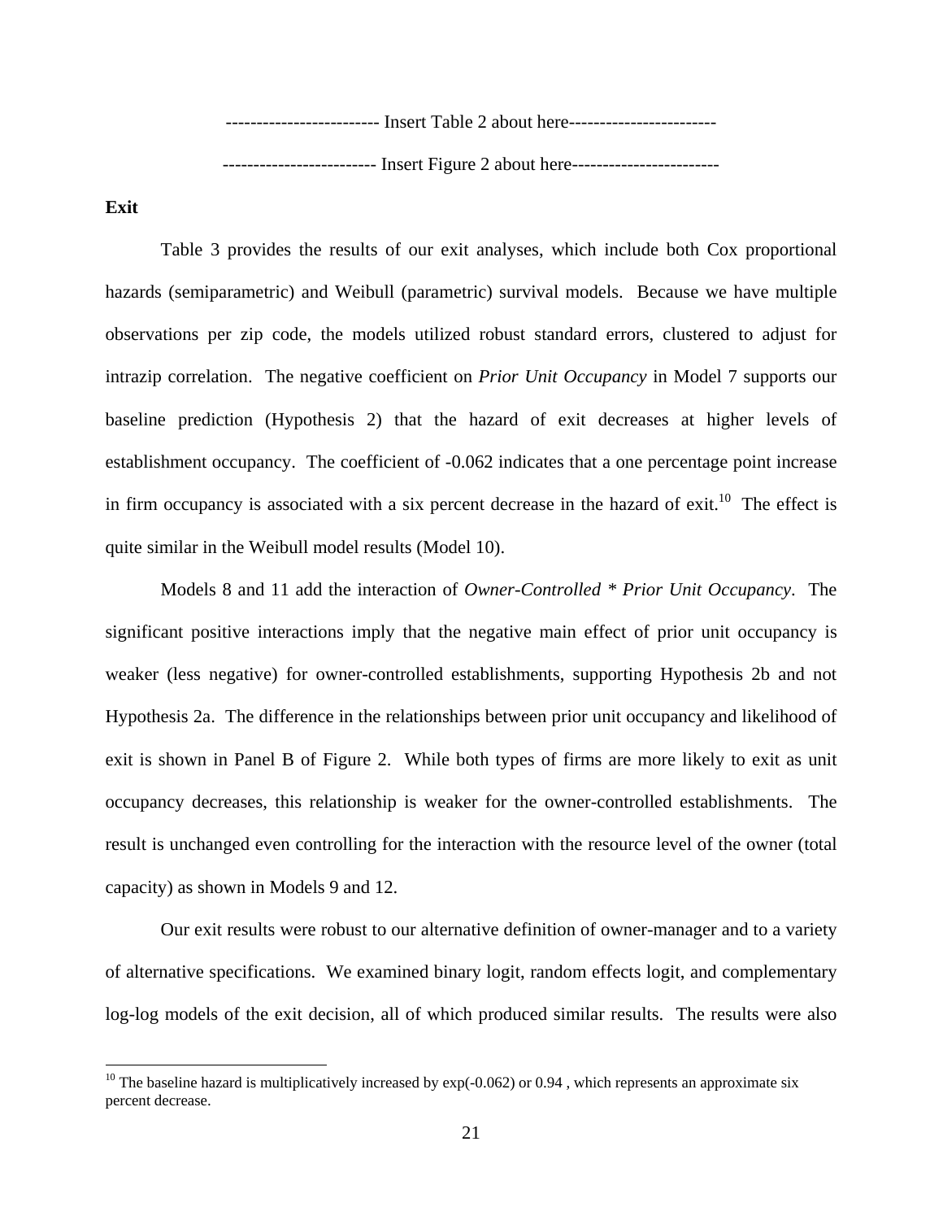------------------------ Insert Table 2 about here-----------------------

------------------------ Insert Figure 2 about here-----------------------

**Exit**

Table 3 provides the results of our exit analyses, which include both Cox proportional hazards (semiparametric) and Weibull (parametric) survival models. Because we have multiple observations per zip code, the models utilized robust standard errors, clustered to adjust for intrazip correlation. The negative coefficient on *Prior Unit Occupancy* in Model 7 supports our baseline prediction (Hypothesis 2) that the hazard of exit decreases at higher levels of establishment occupancy. The coefficient of -0.062 indicates that a one percentage point increase in firm occupancy is associated with a six percent decrease in the hazard of exit.[10] The effect is quite similar in the Weibull model results (Model 10).

Models 8 and 11 add the interaction of *Owner-Controlled * Prior Unit Occupancy*. The significant positive interactions imply that the negative main effect of prior unit occupancy is weaker (less negative) for owner-controlled establishments, supporting Hypothesis 2b and not Hypothesis 2a. The difference in the relationships between prior unit occupancy and likelihood of exit is shown in Panel B of Figure 2. While both types of firms are more likely to exit as unit occupancy decreases, this relationship is weaker for the owner-controlled establishments. The result is unchanged even controlling for the interaction with the resource level of the owner (total capacity) as shown in Models 9 and 12.

Our exit results were robust to our alternative definition of owner-manager and to a variety of alternative specifications. We examined binary logit, random effects logit, and complementary log-log models of the exit decision, all of which produced similar results. The results were also

[10] The baseline hazard is multiplicatively increased by exp(-0.062) or 0.94 , which represents an approximate six percent decrease.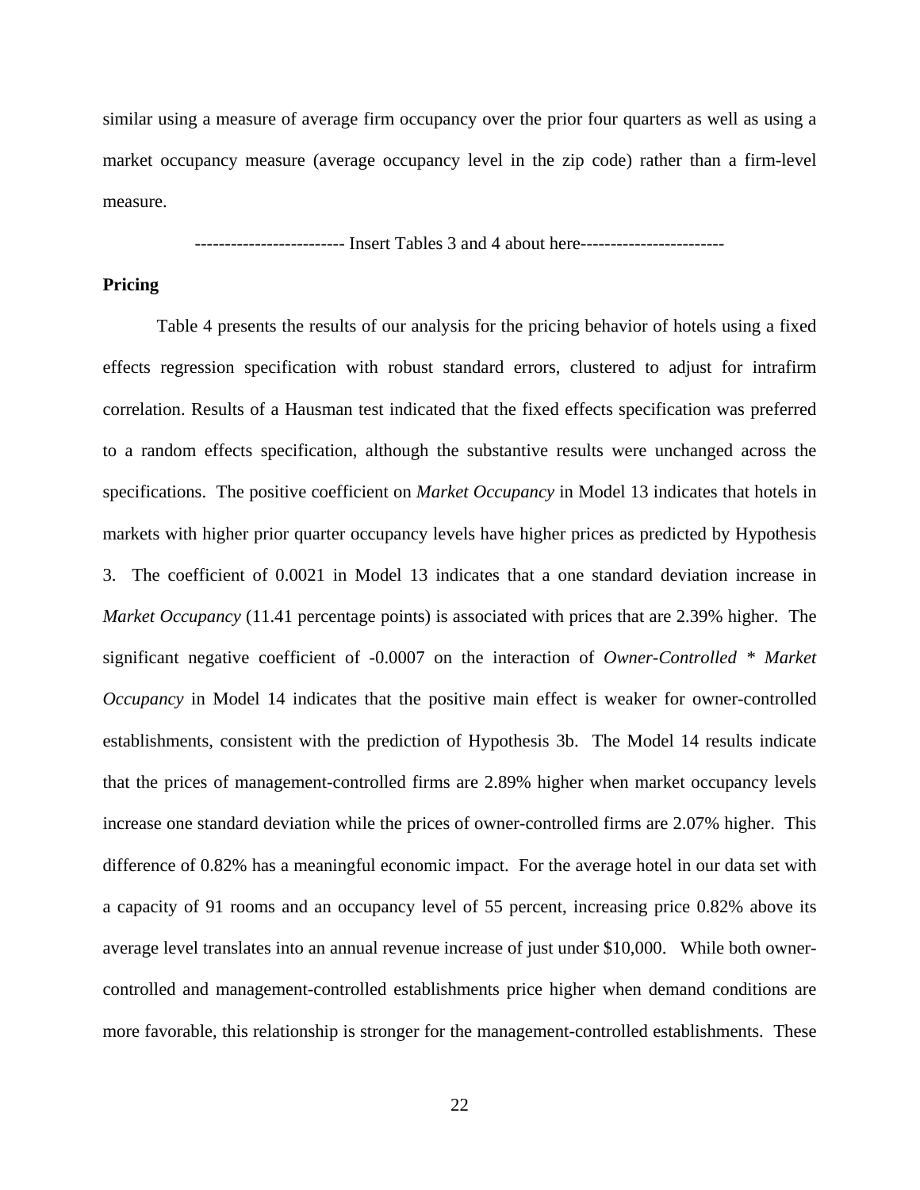similar using a measure of average firm occupancy over the prior four quarters as well as using a market occupancy measure (average occupancy level in the zip code) rather than a firm-level measure.

------------------------- Insert Tables 3 and 4 about here------------------------

**Pricing**

Table 4 presents the results of our analysis for the pricing behavior of hotels using a fixed effects regression specification with robust standard errors, clustered to adjust for intrafirm correlation. Results of a Hausman test indicated that the fixed effects specification was preferred to a random effects specification, although the substantive results were unchanged across the specifications. The positive coefficient on *Market Occupancy* in Model 13 indicates that hotels in markets with higher prior quarter occupancy levels have higher prices as predicted by Hypothesis 3. The coefficient of 0.0021 in Model 13 indicates that a one standard deviation increase in *Market Occupancy* (11.41 percentage points) is associated with prices that are 2.39% higher. The significant negative coefficient of -0.0007 on the interaction of *Owner-Controlled * Market Occupancy* in Model 14 indicates that the positive main effect is weaker for owner-controlled establishments, consistent with the prediction of Hypothesis 3b. The Model 14 results indicate that the prices of management-controlled firms are 2.89% higher when market occupancy levels increase one standard deviation while the prices of owner-controlled firms are 2.07% higher. This difference of 0.82% has a meaningful economic impact. For the average hotel in our data set with a capacity of 91 rooms and an occupancy level of 55 percent, increasing price 0.82% above its average level translates into an annual revenue increase of just under $10,000. While both owner-controlled and management-controlled establishments price higher when demand conditions are more favorable, this relationship is stronger for the management-controlled establishments. These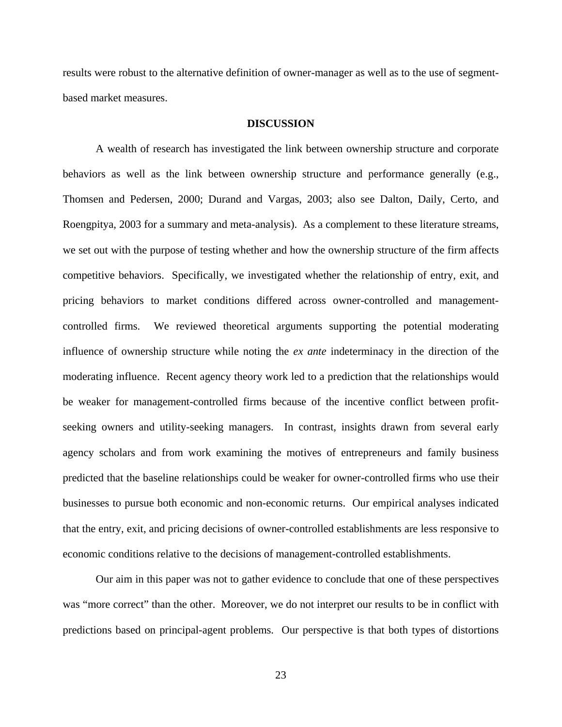results were robust to the alternative definition of owner-manager as well as to the use of segment-based market measures.

## DISCUSSION

A wealth of research has investigated the link between ownership structure and corporate behaviors as well as the link between ownership structure and performance generally (e.g., Thomsen and Pedersen, 2000; Durand and Vargas, 2003; also see Dalton, Daily, Certo, and Roengpitya, 2003 for a summary and meta-analysis). As a complement to these literature streams, we set out with the purpose of testing whether and how the ownership structure of the firm affects competitive behaviors. Specifically, we investigated whether the relationship of entry, exit, and pricing behaviors to market conditions differed across owner-controlled and management-controlled firms. We reviewed theoretical arguments supporting the potential moderating influence of ownership structure while noting the *ex ante* indeterminacy in the direction of the moderating influence. Recent agency theory work led to a prediction that the relationships would be weaker for management-controlled firms because of the incentive conflict between profit-seeking owners and utility-seeking managers. In contrast, insights drawn from several early agency scholars and from work examining the motives of entrepreneurs and family business predicted that the baseline relationships could be weaker for owner-controlled firms who use their businesses to pursue both economic and non-economic returns. Our empirical analyses indicated that the entry, exit, and pricing decisions of owner-controlled establishments are less responsive to economic conditions relative to the decisions of management-controlled establishments.

Our aim in this paper was not to gather evidence to conclude that one of these perspectives was "more correct" than the other. Moreover, we do not interpret our results to be in conflict with predictions based on principal-agent problems. Our perspective is that both types of distortions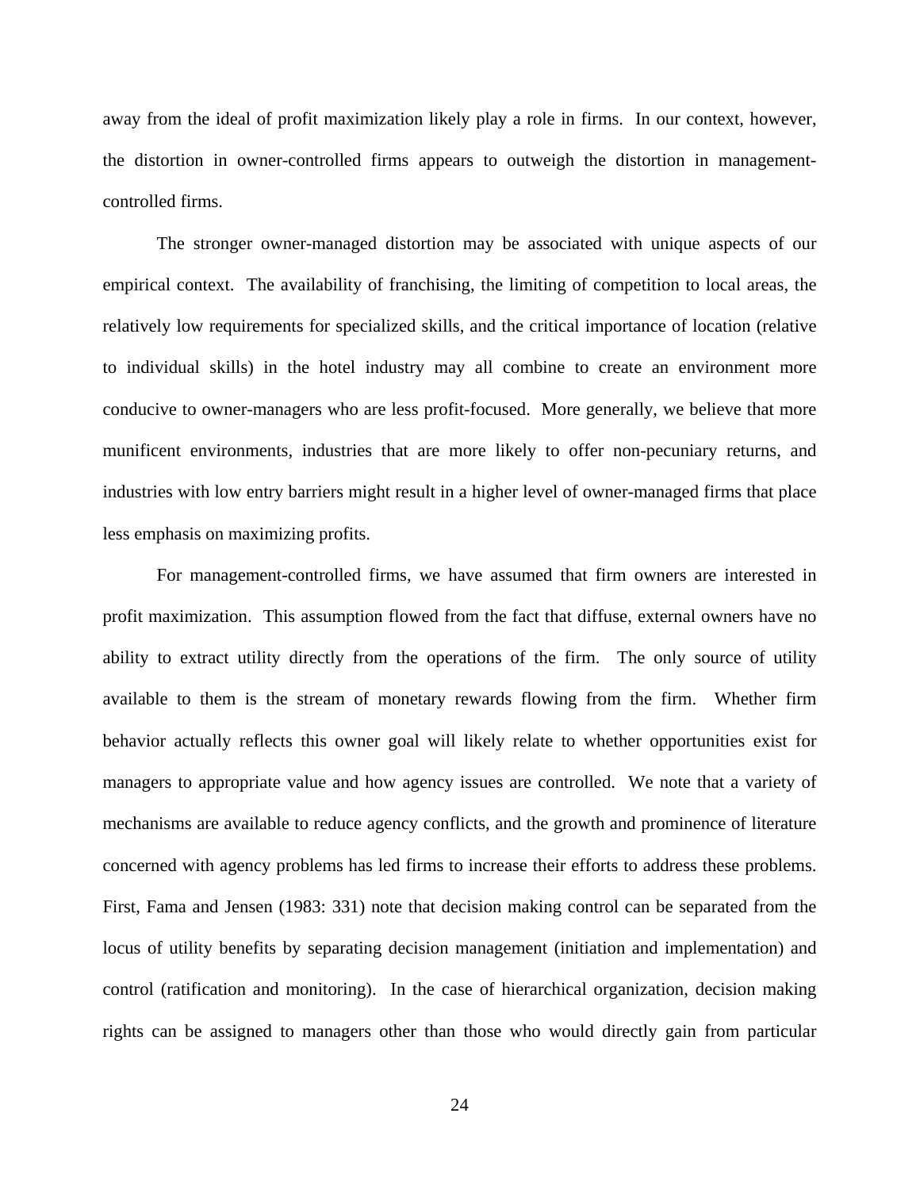away from the ideal of profit maximization likely play a role in firms. In our context, however, the distortion in owner-controlled firms appears to outweigh the distortion in management-controlled firms.

The stronger owner-managed distortion may be associated with unique aspects of our empirical context. The availability of franchising, the limiting of competition to local areas, the relatively low requirements for specialized skills, and the critical importance of location (relative to individual skills) in the hotel industry may all combine to create an environment more conducive to owner-managers who are less profit-focused. More generally, we believe that more munificent environments, industries that are more likely to offer non-pecuniary returns, and industries with low entry barriers might result in a higher level of owner-managed firms that place less emphasis on maximizing profits.

For management-controlled firms, we have assumed that firm owners are interested in profit maximization. This assumption flowed from the fact that diffuse, external owners have no ability to extract utility directly from the operations of the firm. The only source of utility available to them is the stream of monetary rewards flowing from the firm. Whether firm behavior actually reflects this owner goal will likely relate to whether opportunities exist for managers to appropriate value and how agency issues are controlled. We note that a variety of mechanisms are available to reduce agency conflicts, and the growth and prominence of literature concerned with agency problems has led firms to increase their efforts to address these problems. First, Fama and Jensen (1983: 331) note that decision making control can be separated from the locus of utility benefits by separating decision management (initiation and implementation) and control (ratification and monitoring). In the case of hierarchical organization, decision making rights can be assigned to managers other than those who would directly gain from particular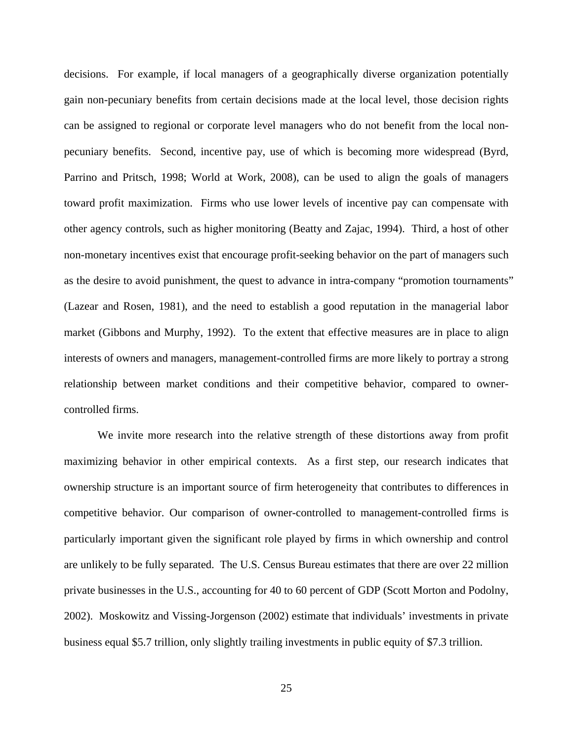decisions. For example, if local managers of a geographically diverse organization potentially gain non-pecuniary benefits from certain decisions made at the local level, those decision rights can be assigned to regional or corporate level managers who do not benefit from the local non-pecuniary benefits. Second, incentive pay, use of which is becoming more widespread (Byrd, Parrino and Pritsch, 1998; World at Work, 2008), can be used to align the goals of managers toward profit maximization. Firms who use lower levels of incentive pay can compensate with other agency controls, such as higher monitoring (Beatty and Zajac, 1994). Third, a host of other non-monetary incentives exist that encourage profit-seeking behavior on the part of managers such as the desire to avoid punishment, the quest to advance in intra-company "promotion tournaments" (Lazear and Rosen, 1981), and the need to establish a good reputation in the managerial labor market (Gibbons and Murphy, 1992). To the extent that effective measures are in place to align interests of owners and managers, management-controlled firms are more likely to portray a strong relationship between market conditions and their competitive behavior, compared to owner-controlled firms.

We invite more research into the relative strength of these distortions away from profit maximizing behavior in other empirical contexts. As a first step, our research indicates that ownership structure is an important source of firm heterogeneity that contributes to differences in competitive behavior. Our comparison of owner-controlled to management-controlled firms is particularly important given the significant role played by firms in which ownership and control are unlikely to be fully separated. The U.S. Census Bureau estimates that there are over 22 million private businesses in the U.S., accounting for 40 to 60 percent of GDP (Scott Morton and Podolny, 2002). Moskowitz and Vissing-Jorgenson (2002) estimate that individuals' investments in private business equal \$5.7 trillion, only slightly trailing investments in public equity of \$7.3 trillion.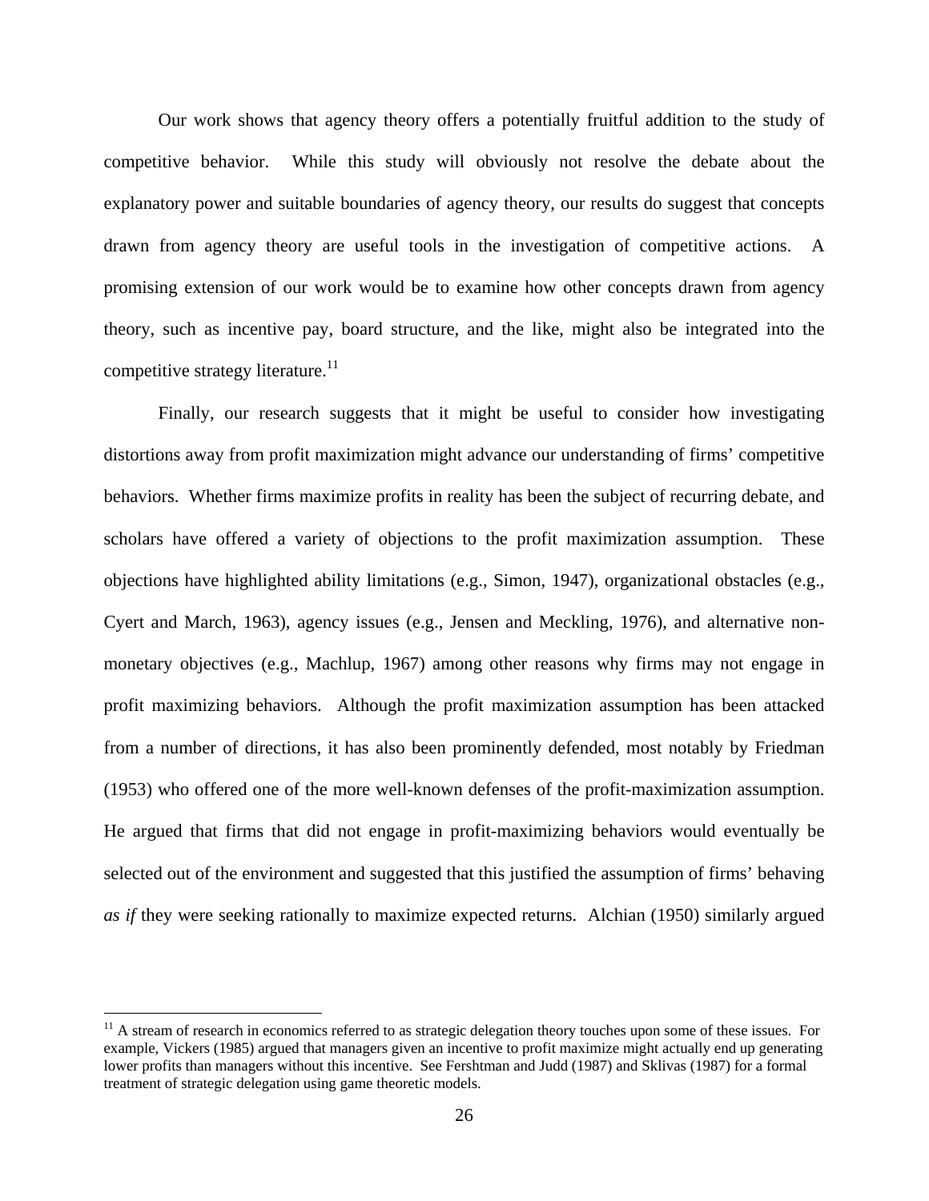Our work shows that agency theory offers a potentially fruitful addition to the study of competitive behavior. While this study will obviously not resolve the debate about the explanatory power and suitable boundaries of agency theory, our results do suggest that concepts drawn from agency theory are useful tools in the investigation of competitive actions. A promising extension of our work would be to examine how other concepts drawn from agency theory, such as incentive pay, board structure, and the like, might also be integrated into the competitive strategy literature.[11]

Finally, our research suggests that it might be useful to consider how investigating distortions away from profit maximization might advance our understanding of firms' competitive behaviors. Whether firms maximize profits in reality has been the subject of recurring debate, and scholars have offered a variety of objections to the profit maximization assumption. These objections have highlighted ability limitations (e.g., Simon, 1947), organizational obstacles (e.g., Cyert and March, 1963), agency issues (e.g., Jensen and Meckling, 1976), and alternative non-monetary objectives (e.g., Machlup, 1967) among other reasons why firms may not engage in profit maximizing behaviors. Although the profit maximization assumption has been attacked from a number of directions, it has also been prominently defended, most notably by Friedman (1953) who offered one of the more well-known defenses of the profit-maximization assumption. He argued that firms that did not engage in profit-maximizing behaviors would eventually be selected out of the environment and suggested that this justified the assumption of firms' behaving *as if* they were seeking rationally to maximize expected returns. Alchian (1950) similarly argued

---

[11] A stream of research in economics referred to as strategic delegation theory touches upon some of these issues. For example, Vickers (1985) argued that managers given an incentive to profit maximize might actually end up generating lower profits than managers without this incentive. See Fershtman and Judd (1987) and Sklivas (1987) for a formal treatment of strategic delegation using game theoretic models.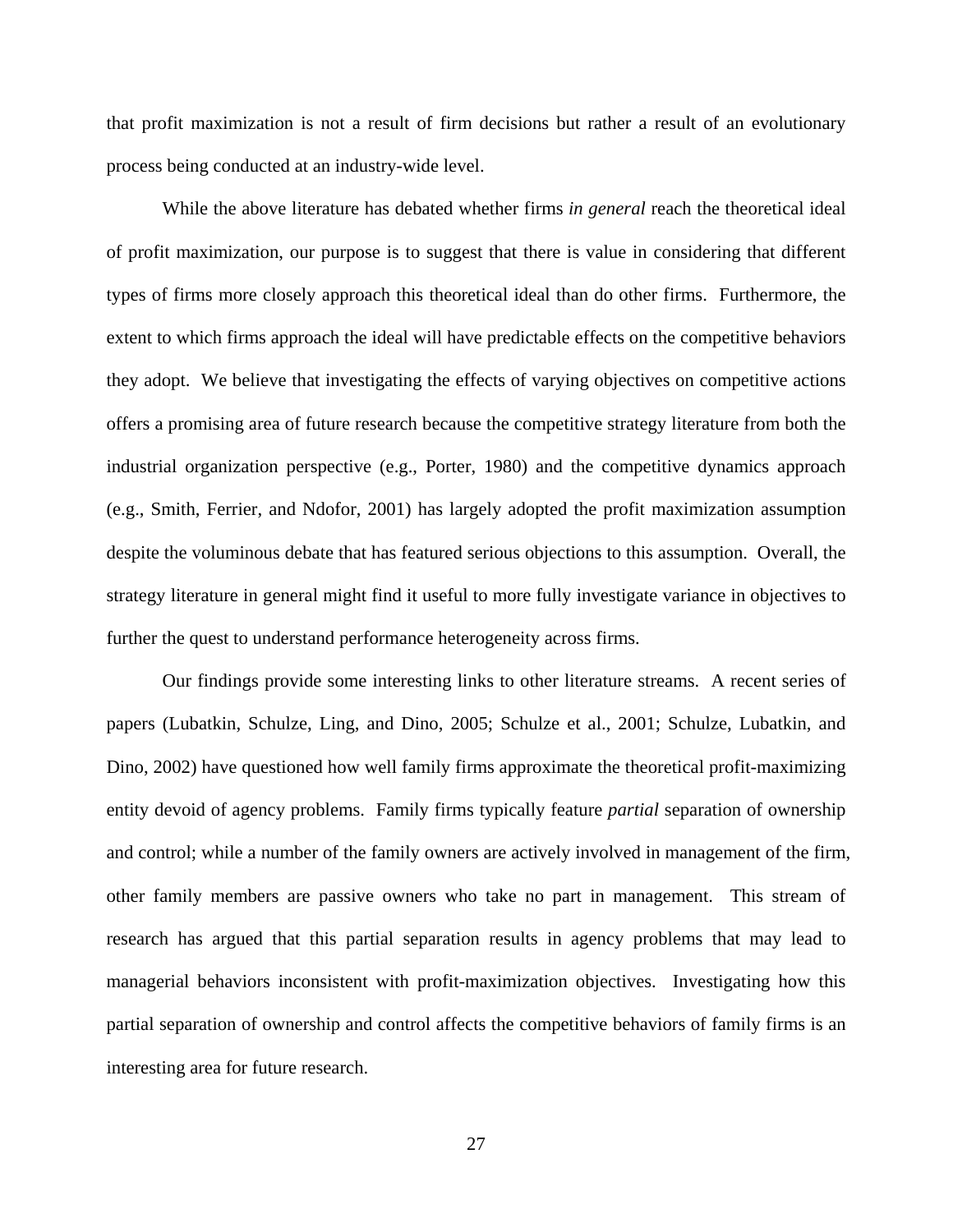that profit maximization is not a result of firm decisions but rather a result of an evolutionary process being conducted at an industry-wide level.

While the above literature has debated whether firms *in general* reach the theoretical ideal of profit maximization, our purpose is to suggest that there is value in considering that different types of firms more closely approach this theoretical ideal than do other firms. Furthermore, the extent to which firms approach the ideal will have predictable effects on the competitive behaviors they adopt. We believe that investigating the effects of varying objectives on competitive actions offers a promising area of future research because the competitive strategy literature from both the industrial organization perspective (e.g., Porter, 1980) and the competitive dynamics approach (e.g., Smith, Ferrier, and Ndofor, 2001) has largely adopted the profit maximization assumption despite the voluminous debate that has featured serious objections to this assumption. Overall, the strategy literature in general might find it useful to more fully investigate variance in objectives to further the quest to understand performance heterogeneity across firms.

Our findings provide some interesting links to other literature streams. A recent series of papers (Lubatkin, Schulze, Ling, and Dino, 2005; Schulze et al., 2001; Schulze, Lubatkin, and Dino, 2002) have questioned how well family firms approximate the theoretical profit-maximizing entity devoid of agency problems. Family firms typically feature *partial* separation of ownership and control; while a number of the family owners are actively involved in management of the firm, other family members are passive owners who take no part in management. This stream of research has argued that this partial separation results in agency problems that may lead to managerial behaviors inconsistent with profit-maximization objectives. Investigating how this partial separation of ownership and control affects the competitive behaviors of family firms is an interesting area for future research.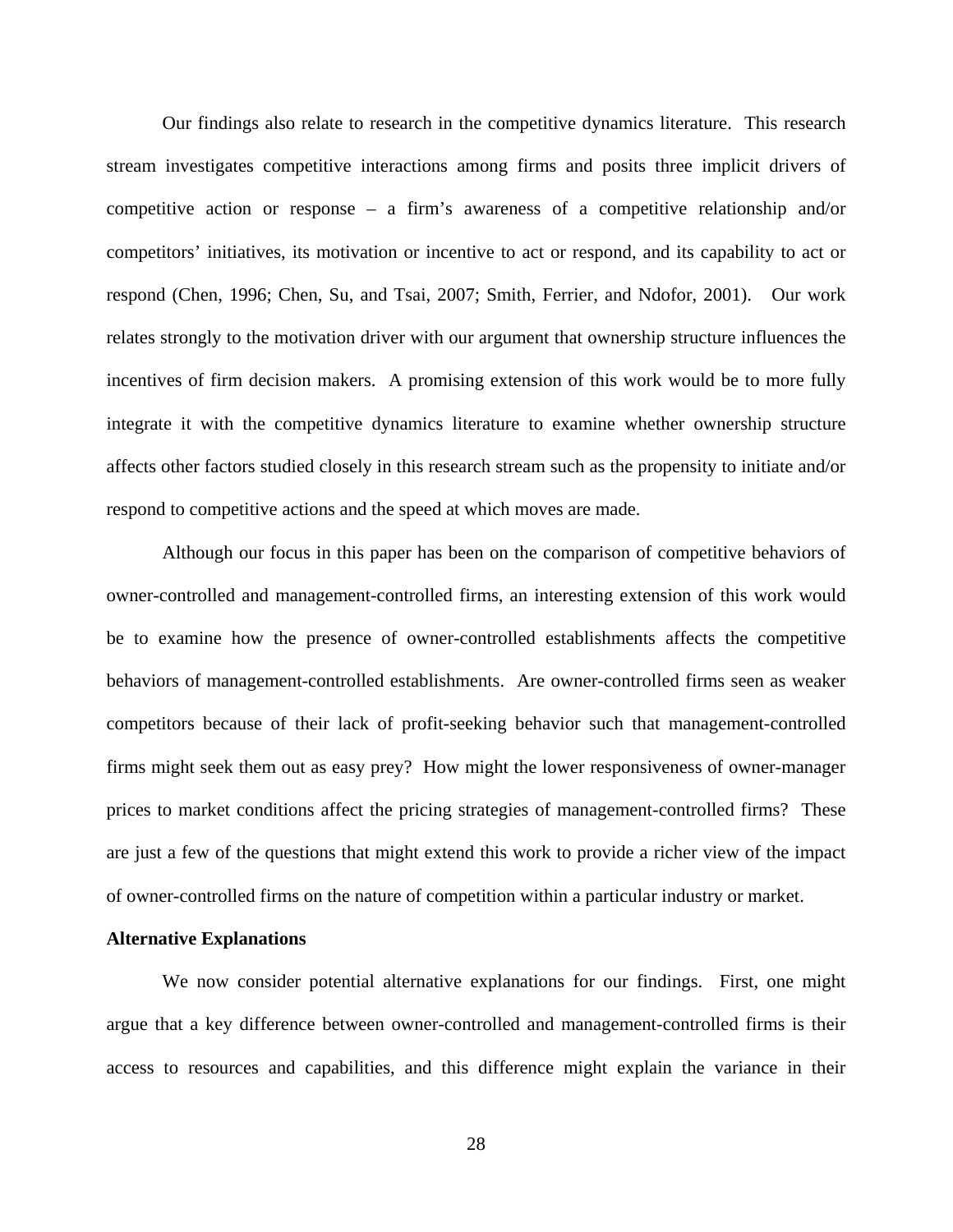Our findings also relate to research in the competitive dynamics literature. This research stream investigates competitive interactions among firms and posits three implicit drivers of competitive action or response – a firm's awareness of a competitive relationship and/or competitors' initiatives, its motivation or incentive to act or respond, and its capability to act or respond (Chen, 1996; Chen, Su, and Tsai, 2007; Smith, Ferrier, and Ndofor, 2001). Our work relates strongly to the motivation driver with our argument that ownership structure influences the incentives of firm decision makers. A promising extension of this work would be to more fully integrate it with the competitive dynamics literature to examine whether ownership structure affects other factors studied closely in this research stream such as the propensity to initiate and/or respond to competitive actions and the speed at which moves are made.

Although our focus in this paper has been on the comparison of competitive behaviors of owner-controlled and management-controlled firms, an interesting extension of this work would be to examine how the presence of owner-controlled establishments affects the competitive behaviors of management-controlled establishments. Are owner-controlled firms seen as weaker competitors because of their lack of profit-seeking behavior such that management-controlled firms might seek them out as easy prey? How might the lower responsiveness of owner-manager prices to market conditions affect the pricing strategies of management-controlled firms? These are just a few of the questions that might extend this work to provide a richer view of the impact of owner-controlled firms on the nature of competition within a particular industry or market.

**Alternative Explanations**

We now consider potential alternative explanations for our findings. First, one might argue that a key difference between owner-controlled and management-controlled firms is their access to resources and capabilities, and this difference might explain the variance in their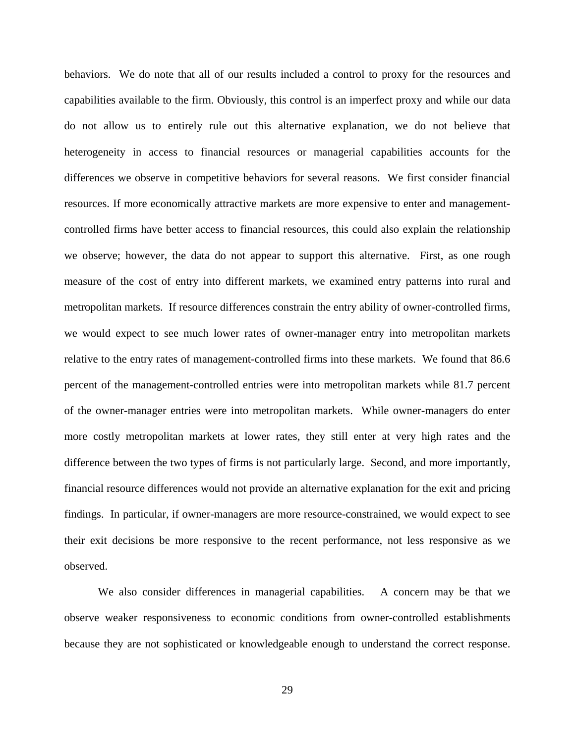behaviors. We do note that all of our results included a control to proxy for the resources and capabilities available to the firm. Obviously, this control is an imperfect proxy and while our data do not allow us to entirely rule out this alternative explanation, we do not believe that heterogeneity in access to financial resources or managerial capabilities accounts for the differences we observe in competitive behaviors for several reasons. We first consider financial resources. If more economically attractive markets are more expensive to enter and management-controlled firms have better access to financial resources, this could also explain the relationship we observe; however, the data do not appear to support this alternative. First, as one rough measure of the cost of entry into different markets, we examined entry patterns into rural and metropolitan markets. If resource differences constrain the entry ability of owner-controlled firms, we would expect to see much lower rates of owner-manager entry into metropolitan markets relative to the entry rates of management-controlled firms into these markets. We found that 86.6 percent of the management-controlled entries were into metropolitan markets while 81.7 percent of the owner-manager entries were into metropolitan markets. While owner-managers do enter more costly metropolitan markets at lower rates, they still enter at very high rates and the difference between the two types of firms is not particularly large. Second, and more importantly, financial resource differences would not provide an alternative explanation for the exit and pricing findings. In particular, if owner-managers are more resource-constrained, we would expect to see their exit decisions be more responsive to the recent performance, not less responsive as we observed.

We also consider differences in managerial capabilities. A concern may be that we observe weaker responsiveness to economic conditions from owner-controlled establishments because they are not sophisticated or knowledgeable enough to understand the correct response.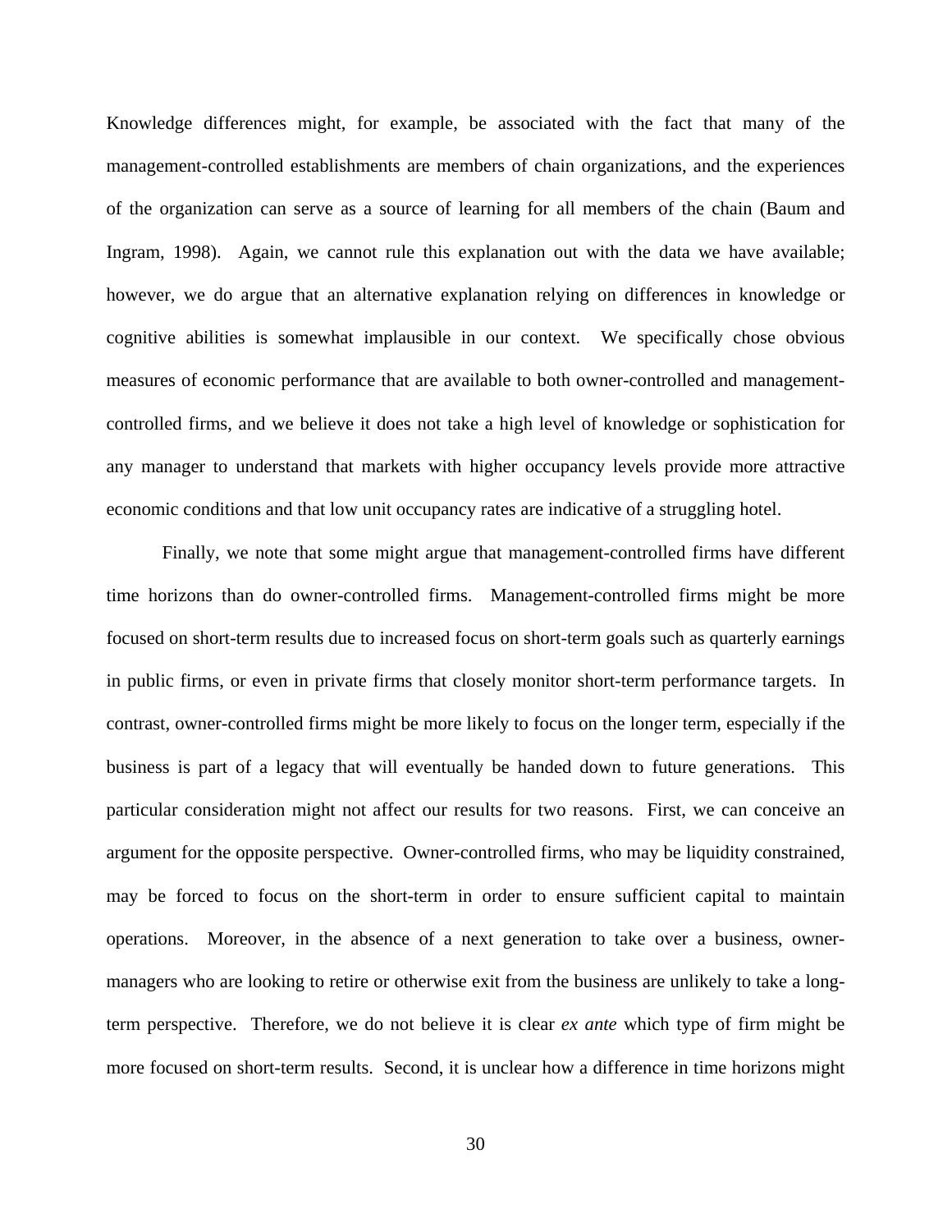Knowledge differences might, for example, be associated with the fact that many of the management-controlled establishments are members of chain organizations, and the experiences of the organization can serve as a source of learning for all members of the chain (Baum and Ingram, 1998). Again, we cannot rule this explanation out with the data we have available; however, we do argue that an alternative explanation relying on differences in knowledge or cognitive abilities is somewhat implausible in our context. We specifically chose obvious measures of economic performance that are available to both owner-controlled and management-controlled firms, and we believe it does not take a high level of knowledge or sophistication for any manager to understand that markets with higher occupancy levels provide more attractive economic conditions and that low unit occupancy rates are indicative of a struggling hotel.

Finally, we note that some might argue that management-controlled firms have different time horizons than do owner-controlled firms. Management-controlled firms might be more focused on short-term results due to increased focus on short-term goals such as quarterly earnings in public firms, or even in private firms that closely monitor short-term performance targets. In contrast, owner-controlled firms might be more likely to focus on the longer term, especially if the business is part of a legacy that will eventually be handed down to future generations. This particular consideration might not affect our results for two reasons. First, we can conceive an argument for the opposite perspective. Owner-controlled firms, who may be liquidity constrained, may be forced to focus on the short-term in order to ensure sufficient capital to maintain operations. Moreover, in the absence of a next generation to take over a business, owner-managers who are looking to retire or otherwise exit from the business are unlikely to take a long-term perspective. Therefore, we do not believe it is clear *ex ante* which type of firm might be more focused on short-term results. Second, it is unclear how a difference in time horizons might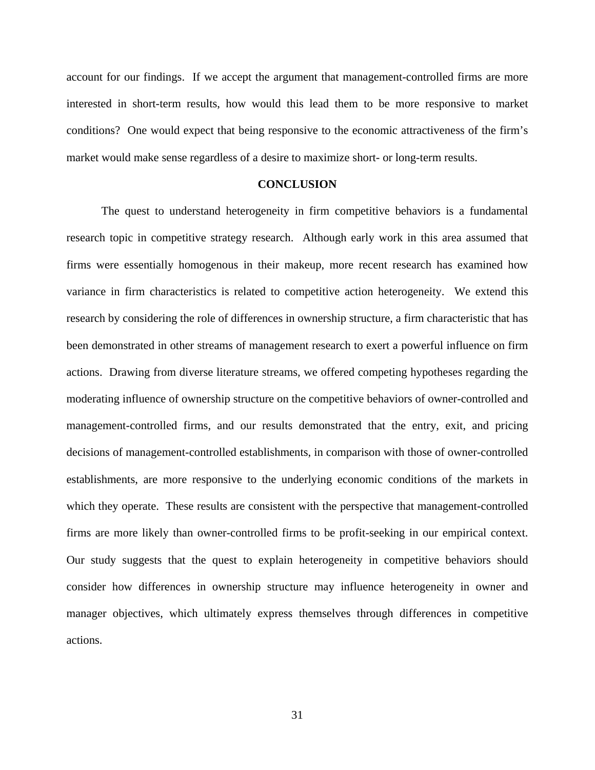account for our findings. If we accept the argument that management-controlled firms are more interested in short-term results, how would this lead them to be more responsive to market conditions? One would expect that being responsive to the economic attractiveness of the firm's market would make sense regardless of a desire to maximize short- or long-term results.

## CONCLUSION

The quest to understand heterogeneity in firm competitive behaviors is a fundamental research topic in competitive strategy research. Although early work in this area assumed that firms were essentially homogenous in their makeup, more recent research has examined how variance in firm characteristics is related to competitive action heterogeneity. We extend this research by considering the role of differences in ownership structure, a firm characteristic that has been demonstrated in other streams of management research to exert a powerful influence on firm actions. Drawing from diverse literature streams, we offered competing hypotheses regarding the moderating influence of ownership structure on the competitive behaviors of owner-controlled and management-controlled firms, and our results demonstrated that the entry, exit, and pricing decisions of management-controlled establishments, in comparison with those of owner-controlled establishments, are more responsive to the underlying economic conditions of the markets in which they operate. These results are consistent with the perspective that management-controlled firms are more likely than owner-controlled firms to be profit-seeking in our empirical context. Our study suggests that the quest to explain heterogeneity in competitive behaviors should consider how differences in ownership structure may influence heterogeneity in owner and manager objectives, which ultimately express themselves through differences in competitive actions.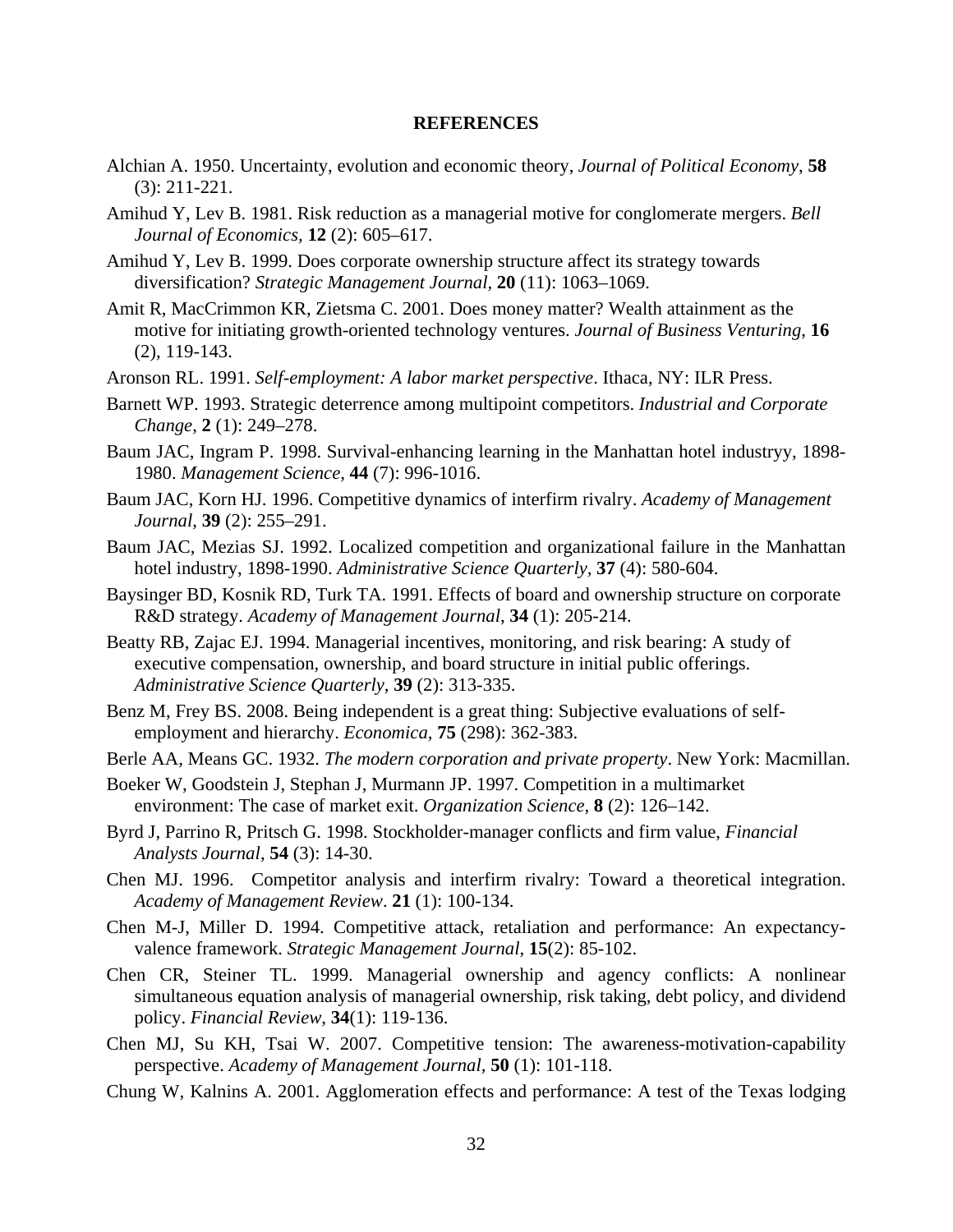## REFERENCES

Alchian A. 1950. Uncertainty, evolution and economic theory, *Journal of Political Economy,* **58** (3): 211-221.

Amihud Y, Lev B. 1981. Risk reduction as a managerial motive for conglomerate mergers. *Bell Journal of Economics,* **12** (2): 605–617.

Amihud Y, Lev B. 1999. Does corporate ownership structure affect its strategy towards diversification? *Strategic Management Journal,* **20** (11): 1063–1069.

Amit R, MacCrimmon KR, Zietsma C. 2001. Does money matter? Wealth attainment as the motive for initiating growth-oriented technology ventures. *Journal of Business Venturing*, **16** (2), 119-143.

Aronson RL. 1991. *Self-employment: A labor market perspective*. Ithaca, NY: ILR Press.

Barnett WP. 1993. Strategic deterrence among multipoint competitors. *Industrial and Corporate Change*, **2** (1): 249–278.

Baum JAC, Ingram P. 1998. Survival-enhancing learning in the Manhattan hotel industryy, 1898-1980. *Management Science,* **44** (7): 996-1016.

Baum JAC, Korn HJ. 1996. Competitive dynamics of interfirm rivalry. *Academy of Management Journal*, **39** (2): 255–291.

Baum JAC, Mezias SJ. 1992. Localized competition and organizational failure in the Manhattan hotel industry, 1898-1990. *Administrative Science Quarterly,* **37** (4): 580-604.

Baysinger BD, Kosnik RD, Turk TA. 1991. Effects of board and ownership structure on corporate R&D strategy. *Academy of Management Journal*, **34** (1): 205-214.

Beatty RB, Zajac EJ. 1994. Managerial incentives, monitoring, and risk bearing: A study of executive compensation, ownership, and board structure in initial public offerings. *Administrative Science Quarterly*, **39** (2): 313-335.

Benz M, Frey BS. 2008. Being independent is a great thing: Subjective evaluations of self-employment and hierarchy. *Economica,* **75** (298): 362-383.

Berle AA, Means GC. 1932. *The modern corporation and private property*. New York: Macmillan.

Boeker W, Goodstein J, Stephan J, Murmann JP. 1997. Competition in a multimarket environment: The case of market exit. *Organization Science,* **8** (2): 126–142.

Byrd J, Parrino R, Pritsch G. 1998. Stockholder-manager conflicts and firm value, *Financial Analysts Journal*, **54** (3): 14-30.

Chen MJ. 1996. Competitor analysis and interfirm rivalry: Toward a theoretical integration. *Academy of Management Review*. **21** (1): 100-134.

Chen M-J, Miller D. 1994. Competitive attack, retaliation and performance: An expectancy-valence framework. *Strategic Management Journal*, **15**(2): 85-102.

Chen CR, Steiner TL. 1999. Managerial ownership and agency conflicts: A nonlinear simultaneous equation analysis of managerial ownership, risk taking, debt policy, and dividend policy. *Financial Review*, **34**(1): 119-136.

Chen MJ, Su KH, Tsai W. 2007. Competitive tension: The awareness-motivation-capability perspective. *Academy of Management Journal,* **50** (1): 101-118.

Chung W, Kalnins A. 2001. Agglomeration effects and performance: A test of the Texas lodging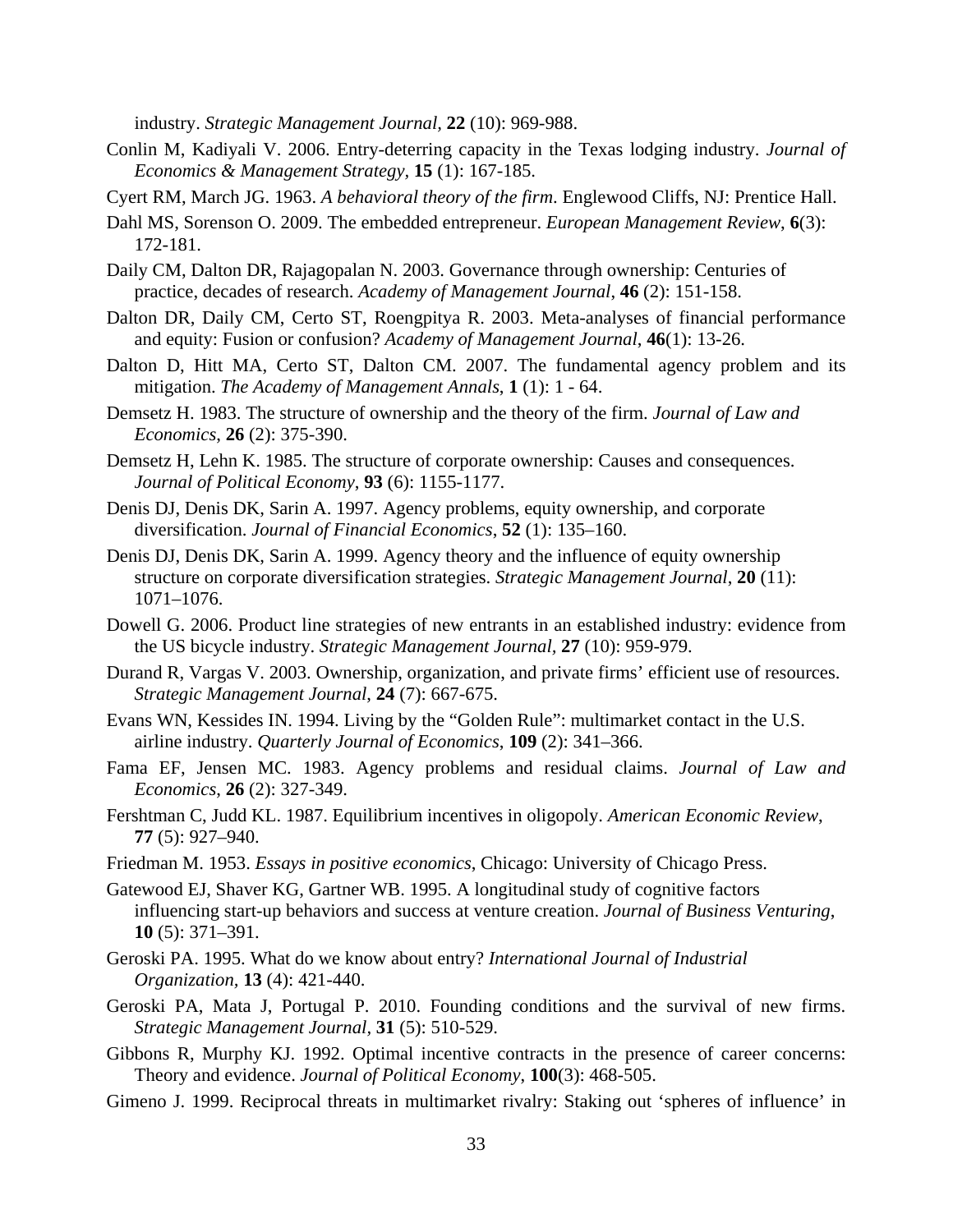industry. *Strategic Management Journal,* **22** (10): 969-988.

Conlin M, Kadiyali V. 2006. Entry-deterring capacity in the Texas lodging industry. *Journal of Economics & Management Strategy,* **15** (1): 167-185.

Cyert RM, March JG. 1963. *A behavioral theory of the firm*. Englewood Cliffs, NJ: Prentice Hall.

Dahl MS, Sorenson O. 2009. The embedded entrepreneur. *European Management Review*, **6**(3): 172-181.

Daily CM, Dalton DR, Rajagopalan N. 2003. Governance through ownership: Centuries of practice, decades of research. *Academy of Management Journal*, **46** (2): 151-158.

Dalton DR, Daily CM, Certo ST, Roengpitya R. 2003. Meta-analyses of financial performance and equity: Fusion or confusion? *Academy of Management Journal*, **46**(1): 13-26.

Dalton D, Hitt MA, Certo ST, Dalton CM. 2007. The fundamental agency problem and its mitigation. *The Academy of Management Annals*, **1** (1): 1 - 64.

Demsetz H. 1983. The structure of ownership and the theory of the firm. *Journal of Law and Economics*, **26** (2): 375-390.

Demsetz H, Lehn K. 1985. The structure of corporate ownership: Causes and consequences. *Journal of Political Economy*, **93** (6): 1155-1177.

Denis DJ, Denis DK, Sarin A. 1997. Agency problems, equity ownership, and corporate diversification. *Journal of Financial Economics,* **52** (1): 135–160.

Denis DJ, Denis DK, Sarin A. 1999. Agency theory and the influence of equity ownership structure on corporate diversification strategies. *Strategic Management Journal*, **20** (11): 1071–1076.

Dowell G. 2006. Product line strategies of new entrants in an established industry: evidence from the US bicycle industry. *Strategic Management Journal*, **27** (10): 959-979.

Durand R, Vargas V. 2003. Ownership, organization, and private firms' efficient use of resources. *Strategic Management Journal*, **24** (7): 667-675.

Evans WN, Kessides IN. 1994. Living by the "Golden Rule": multimarket contact in the U.S. airline industry. *Quarterly Journal of Economics*, **109** (2): 341–366.

Fama EF, Jensen MC. 1983. Agency problems and residual claims. *Journal of Law and Economics*, **26** (2): 327-349.

Fershtman C, Judd KL. 1987. Equilibrium incentives in oligopoly. *American Economic Review*, **77** (5): 927–940.

Friedman M. 1953. *Essays in positive economics*, Chicago: University of Chicago Press.

Gatewood EJ, Shaver KG, Gartner WB. 1995. A longitudinal study of cognitive factors influencing start-up behaviors and success at venture creation. *Journal of Business Venturing*, **10** (5): 371–391.

Geroski PA. 1995. What do we know about entry? *International Journal of Industrial Organization,* **13** (4): 421-440.

Geroski PA, Mata J, Portugal P. 2010. Founding conditions and the survival of new firms. *Strategic Management Journal,* **31** (5): 510-529.

Gibbons R, Murphy KJ. 1992. Optimal incentive contracts in the presence of career concerns: Theory and evidence. *Journal of Political Economy*, **100**(3): 468-505.

Gimeno J. 1999. Reciprocal threats in multimarket rivalry: Staking out 'spheres of influence' in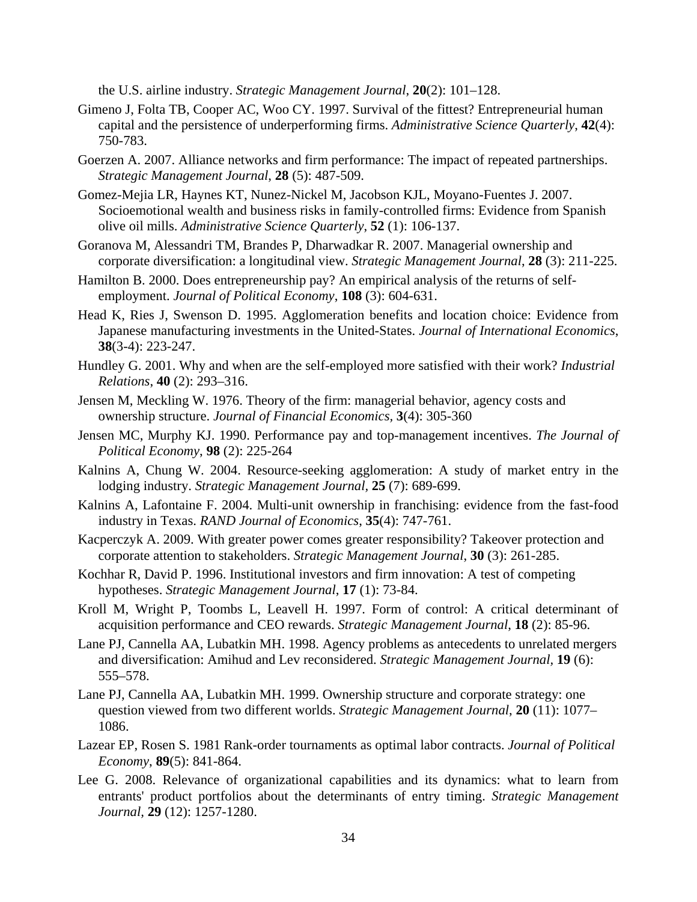the U.S. airline industry. *Strategic Management Journal*, **20**(2): 101–128.

Gimeno J, Folta TB, Cooper AC, Woo CY. 1997. Survival of the fittest? Entrepreneurial human capital and the persistence of underperforming firms. *Administrative Science Quarterly*, **42**(4): 750-783.

Goerzen A. 2007. Alliance networks and firm performance: The impact of repeated partnerships. *Strategic Management Journal*, **28** (5): 487-509.

Gomez-Mejia LR, Haynes KT, Nunez-Nickel M, Jacobson KJL, Moyano-Fuentes J. 2007. Socioemotional wealth and business risks in family-controlled firms: Evidence from Spanish olive oil mills. *Administrative Science Quarterly*, **52** (1): 106-137.

Goranova M, Alessandri TM, Brandes P, Dharwadkar R. 2007. Managerial ownership and corporate diversification: a longitudinal view. *Strategic Management Journal*, **28** (3): 211-225.

Hamilton B. 2000. Does entrepreneurship pay? An empirical analysis of the returns of self-employment. *Journal of Political Economy*, **108** (3): 604-631.

Head K, Ries J, Swenson D. 1995. Agglomeration benefits and location choice: Evidence from Japanese manufacturing investments in the United-States. *Journal of International Economics*, **38**(3-4): 223-247.

Hundley G. 2001. Why and when are the self-employed more satisfied with their work? *Industrial Relations*, **40** (2): 293–316.

Jensen M, Meckling W. 1976. Theory of the firm: managerial behavior, agency costs and ownership structure. *Journal of Financial Economics*, **3**(4): 305-360

Jensen MC, Murphy KJ. 1990. Performance pay and top-management incentives. *The Journal of Political Economy*, **98** (2): 225-264

Kalnins A, Chung W. 2004. Resource-seeking agglomeration: A study of market entry in the lodging industry. *Strategic Management Journal*, **25** (7): 689-699.

Kalnins A, Lafontaine F. 2004. Multi-unit ownership in franchising: evidence from the fast-food industry in Texas. *RAND Journal of Economics*, **35**(4): 747-761.

Kacperczyk A. 2009. With greater power comes greater responsibility? Takeover protection and corporate attention to stakeholders. *Strategic Management Journal*, **30** (3): 261-285.

Kochhar R, David P. 1996. Institutional investors and firm innovation: A test of competing hypotheses. *Strategic Management Journal*, **17** (1): 73-84.

Kroll M, Wright P, Toombs L, Leavell H. 1997. Form of control: A critical determinant of acquisition performance and CEO rewards. *Strategic Management Journal*, **18** (2): 85-96.

Lane PJ, Cannella AA, Lubatkin MH. 1998. Agency problems as antecedents to unrelated mergers and diversification: Amihud and Lev reconsidered. *Strategic Management Journal*, **19** (6): 555–578.

Lane PJ, Cannella AA, Lubatkin MH. 1999. Ownership structure and corporate strategy: one question viewed from two different worlds. *Strategic Management Journal*, **20** (11): 1077–1086.

Lazear EP, Rosen S. 1981 Rank-order tournaments as optimal labor contracts. *Journal of Political Economy*, **89**(5): 841-864.

Lee G. 2008. Relevance of organizational capabilities and its dynamics: what to learn from entrants' product portfolios about the determinants of entry timing. *Strategic Management Journal*, **29** (12): 1257-1280.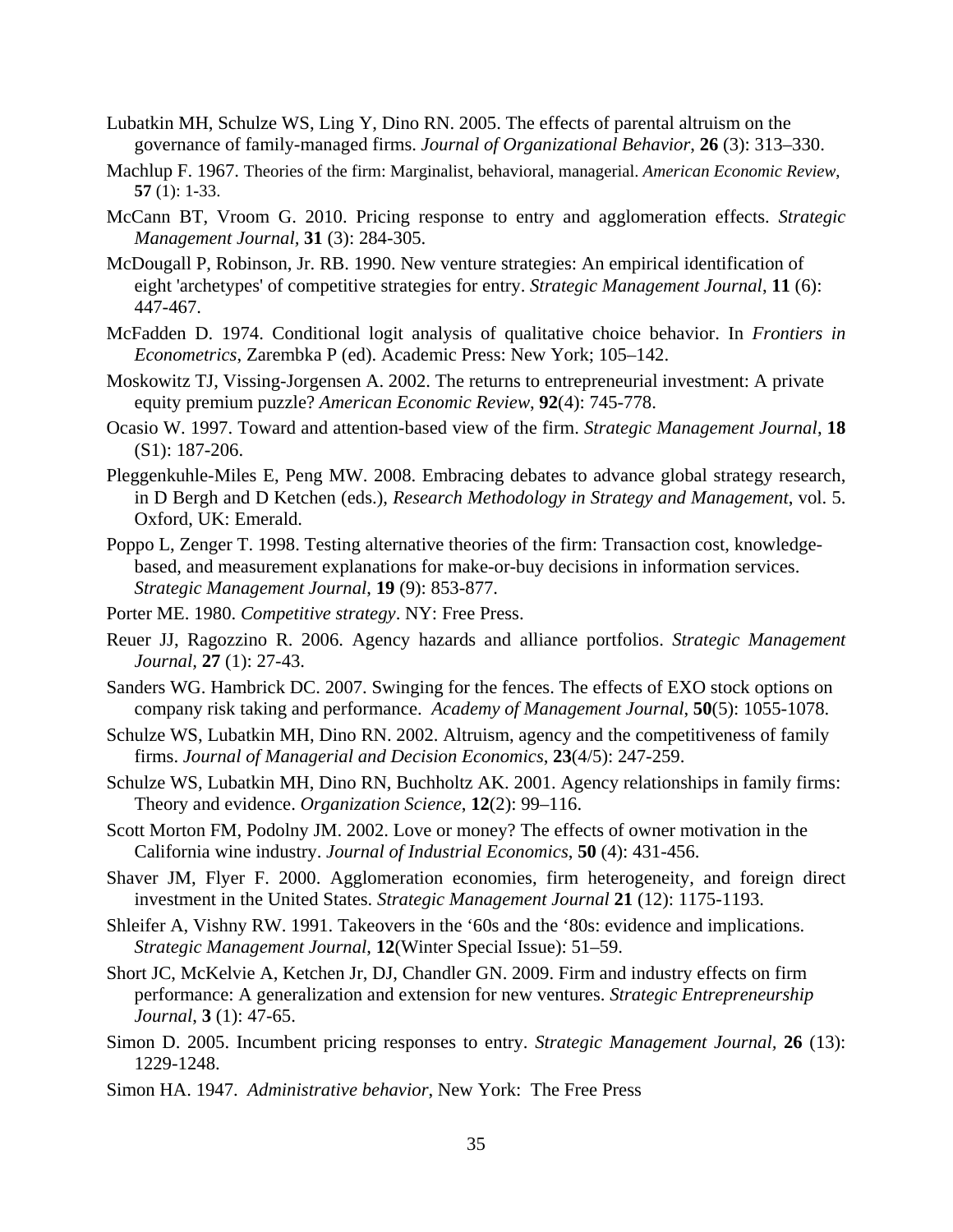Lubatkin MH, Schulze WS, Ling Y, Dino RN. 2005. The effects of parental altruism on the governance of family-managed firms. *Journal of Organizational Behavior*, **26** (3): 313–330.

Machlup F. 1967. Theories of the firm: Marginalist, behavioral, managerial. *American Economic Review*, **57** (1): 1-33.

McCann BT, Vroom G. 2010. Pricing response to entry and agglomeration effects. *Strategic Management Journal*, **31** (3): 284-305.

McDougall P, Robinson, Jr. RB. 1990. New venture strategies: An empirical identification of eight 'archetypes' of competitive strategies for entry. *Strategic Management Journal*, **11** (6): 447-467.

McFadden D. 1974. Conditional logit analysis of qualitative choice behavior. In *Frontiers in Econometrics*, Zarembka P (ed). Academic Press: New York; 105–142.

Moskowitz TJ, Vissing-Jorgensen A. 2002. The returns to entrepreneurial investment: A private equity premium puzzle? *American Economic Review*, **92**(4): 745-778.

Ocasio W. 1997. Toward and attention-based view of the firm. *Strategic Management Journal*, **18** (S1): 187-206.

Pleggenkuhle-Miles E, Peng MW. 2008. Embracing debates to advance global strategy research, in D Bergh and D Ketchen (eds.), *Research Methodology in Strategy and Management*, vol. 5. Oxford, UK: Emerald.

Poppo L, Zenger T. 1998. Testing alternative theories of the firm: Transaction cost, knowledge-based, and measurement explanations for make-or-buy decisions in information services. *Strategic Management Journal*, **19** (9): 853-877.

Porter ME. 1980. *Competitive strategy*. NY: Free Press.

Reuer JJ, Ragozzino R. 2006. Agency hazards and alliance portfolios. *Strategic Management Journal*, **27** (1): 27-43.

Sanders WG. Hambrick DC. 2007. Swinging for the fences. The effects of EXO stock options on company risk taking and performance. *Academy of Management Journal*, **50**(5): 1055-1078.

Schulze WS, Lubatkin MH, Dino RN. 2002. Altruism, agency and the competitiveness of family firms. *Journal of Managerial and Decision Economics*, **23**(4/5): 247-259.

Schulze WS, Lubatkin MH, Dino RN, Buchholtz AK. 2001. Agency relationships in family firms: Theory and evidence. *Organization Science*, **12**(2): 99–116.

Scott Morton FM, Podolny JM. 2002. Love or money? The effects of owner motivation in the California wine industry. *Journal of Industrial Economics*, **50** (4): 431-456.

Shaver JM, Flyer F. 2000. Agglomeration economies, firm heterogeneity, and foreign direct investment in the United States. *Strategic Management Journal* **21** (12): 1175-1193.

Shleifer A, Vishny RW. 1991. Takeovers in the '60s and the '80s: evidence and implications. *Strategic Management Journal*, **12**(Winter Special Issue): 51–59.

Short JC, McKelvie A, Ketchen Jr, DJ, Chandler GN. 2009. Firm and industry effects on firm performance: A generalization and extension for new ventures. *Strategic Entrepreneurship Journal*, **3** (1): 47-65.

Simon D. 2005. Incumbent pricing responses to entry. *Strategic Management Journal*, **26** (13): 1229-1248.

Simon HA. 1947. *Administrative behavior*, New York: The Free Press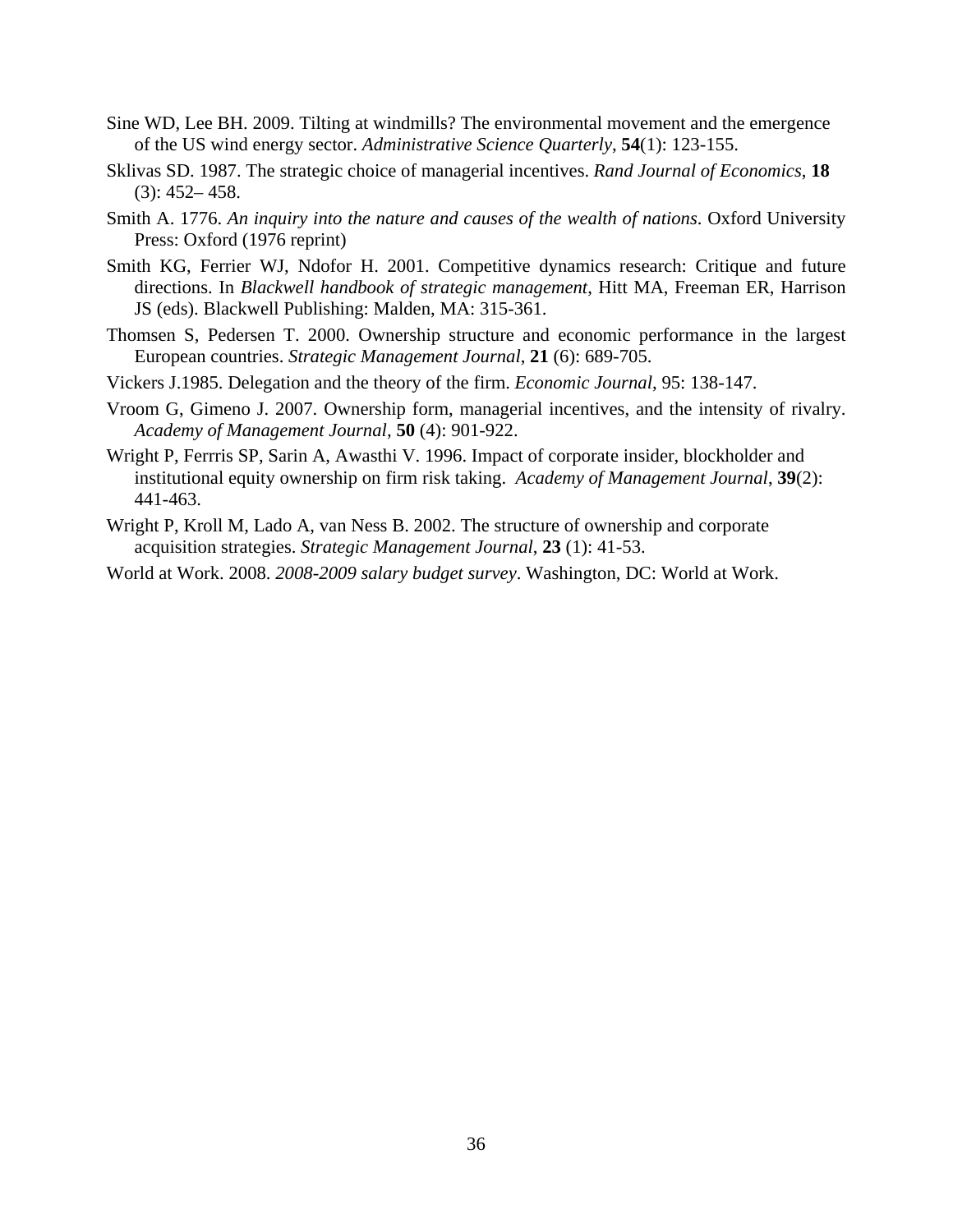Sine WD, Lee BH. 2009. Tilting at windmills? The environmental movement and the emergence of the US wind energy sector. *Administrative Science Quarterly*, **54**(1): 123-155.

Sklivas SD. 1987. The strategic choice of managerial incentives. *Rand Journal of Economics*, **18** (3): 452– 458.

Smith A. 1776. *An inquiry into the nature and causes of the wealth of nations*. Oxford University Press: Oxford (1976 reprint)

Smith KG, Ferrier WJ, Ndofor H. 2001. Competitive dynamics research: Critique and future directions. In *Blackwell handbook of strategic management*, Hitt MA, Freeman ER, Harrison JS (eds). Blackwell Publishing: Malden, MA: 315-361.

Thomsen S, Pedersen T. 2000. Ownership structure and economic performance in the largest European countries. *Strategic Management Journal*, **21** (6): 689-705.

Vickers J.1985. Delegation and the theory of the firm. *Economic Journal*, 95: 138-147.

Vroom G, Gimeno J. 2007. Ownership form, managerial incentives, and the intensity of rivalry. *Academy of Management Journal*, **50** (4): 901-922.

Wright P, Ferrris SP, Sarin A, Awasthi V. 1996. Impact of corporate insider, blockholder and institutional equity ownership on firm risk taking. *Academy of Management Journal*, **39**(2): 441-463.

Wright P, Kroll M, Lado A, van Ness B. 2002. The structure of ownership and corporate acquisition strategies. *Strategic Management Journal*, **23** (1): 41-53.

World at Work. 2008. *2008-2009 salary budget survey*. Washington, DC: World at Work.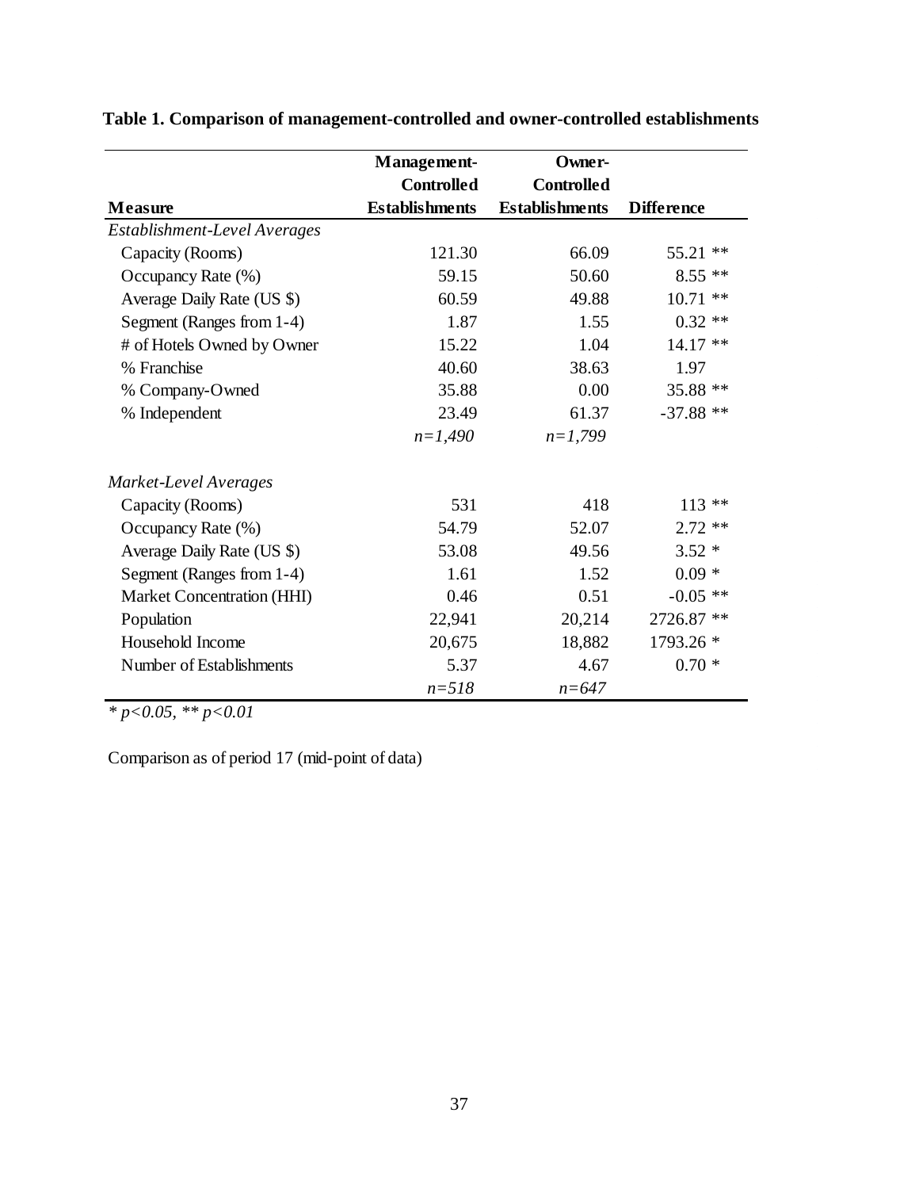**Table 1. Comparison of management-controlled and owner-controlled establishments**

| Measure | Management-Controlled Establishments | Owner-Controlled Establishments | Difference |
|---|---|---|---|
| *Establishment-Level Averages* | | | |
| Capacity (Rooms) | 121.30 | 66.09 | 55.21 ** |
| Occupancy Rate (%) | 59.15 | 50.60 | 8.55 ** |
| Average Daily Rate (US $) | 60.59 | 49.88 | 10.71 ** |
| Segment (Ranges from 1-4) | 1.87 | 1.55 | 0.32 ** |
| # of Hotels Owned by Owner | 15.22 | 1.04 | 14.17 ** |
| % Franchise | 40.60 | 38.63 | 1.97 |
| % Company-Owned | 35.88 | 0.00 | 35.88 ** |
| % Independent | 23.49 | 61.37 | -37.88 ** |
| | *n=1,490* | *n=1,799* | |
| *Market-Level Averages* | | | |
| Capacity (Rooms) | 531 | 418 | 113 ** |
| Occupancy Rate (%) | 54.79 | 52.07 | 2.72 ** |
| Average Daily Rate (US $) | 53.08 | 49.56 | 3.52 * |
| Segment (Ranges from 1-4) | 1.61 | 1.52 | 0.09 * |
| Market Concentration (HHI) | 0.46 | 0.51 | -0.05 ** |
| Population | 22,941 | 20,214 | 2726.87 ** |
| Household Income | 20,675 | 18,882 | 1793.26 * |
| Number of Establishments | 5.37 | 4.67 | 0.70 * |
| | *n=518* | *n=647* | |

* $p<0.05$, ** $p<0.01$

Comparison as of period 17 (mid-point of data)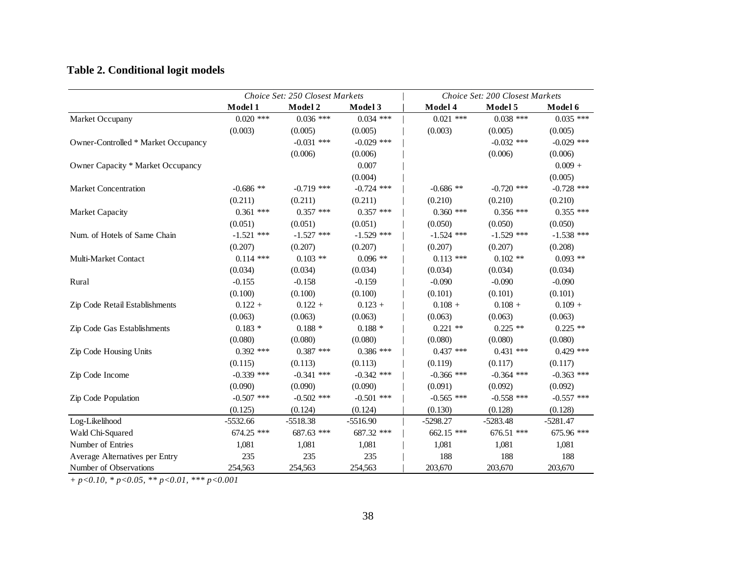**Table 2. Conditional logit models**

| | *Choice Set: 250 Closest Markets* | | | *Choice Set: 200 Closest Markets* | | |
|---|---|---|---|---|---|---|
| | **Model 1** | **Model 2** | **Model 3** | **Model 4** | **Model 5** | **Model 6** |
| Market Occupany | 0.020 *** | 0.036 *** | 0.034 *** | 0.021 *** | 0.038 *** | 0.035 *** |
| | (0.003) | (0.005) | (0.005) | (0.003) | (0.005) | (0.005) |
| Owner-Controlled * Market Occupancy | | -0.031 *** | -0.029 *** | | -0.032 *** | -0.029 *** |
| | | (0.006) | (0.006) | | (0.006) | (0.006) |
| Owner Capacity * Market Occupancy | | | 0.007 | | | 0.009 + |
| | | | (0.004) | | | (0.005) |
| Market Concentration | -0.686 ** | -0.719 *** | -0.724 *** | -0.686 ** | -0.720 *** | -0.728 *** |
| | (0.211) | (0.211) | (0.211) | (0.210) | (0.210) | (0.210) |
| Market Capacity | 0.361 *** | 0.357 *** | 0.357 *** | 0.360 *** | 0.356 *** | 0.355 *** |
| | (0.051) | (0.051) | (0.051) | (0.050) | (0.050) | (0.050) |
| Num. of Hotels of Same Chain | -1.521 *** | -1.527 *** | -1.529 *** | -1.524 *** | -1.529 *** | -1.538 *** |
| | (0.207) | (0.207) | (0.207) | (0.207) | (0.207) | (0.208) |
| Multi-Market Contact | 0.114 *** | 0.103 ** | 0.096 ** | 0.113 *** | 0.102 ** | 0.093 ** |
| | (0.034) | (0.034) | (0.034) | (0.034) | (0.034) | (0.034) |
| Rural | -0.155 | -0.158 | -0.159 | -0.090 | -0.090 | -0.090 |
| | (0.100) | (0.100) | (0.100) | (0.101) | (0.101) | (0.101) |
| Zip Code Retail Establishments | 0.122 + | 0.122 + | 0.123 + | 0.108 + | 0.108 + | 0.109 + |
| | (0.063) | (0.063) | (0.063) | (0.063) | (0.063) | (0.063) |
| Zip Code Gas Establishments | 0.183 * | 0.188 * | 0.188 * | 0.221 ** | 0.225 ** | 0.225 ** |
| | (0.080) | (0.080) | (0.080) | (0.080) | (0.080) | (0.080) |
| Zip Code Housing Units | 0.392 *** | 0.387 *** | 0.386 *** | 0.437 *** | 0.431 *** | 0.429 *** |
| | (0.115) | (0.113) | (0.113) | (0.119) | (0.117) | (0.117) |
| Zip Code Income | -0.339 *** | -0.341 *** | -0.342 *** | -0.366 *** | -0.364 *** | -0.363 *** |
| | (0.090) | (0.090) | (0.090) | (0.091) | (0.092) | (0.092) |
| Zip Code Population | -0.507 *** | -0.502 *** | -0.501 *** | -0.565 *** | -0.558 *** | -0.557 *** |
| | (0.125) | (0.124) | (0.124) | (0.130) | (0.128) | (0.128) |
| Log-Likelihood | -5532.66 | -5518.38 | -5516.90 | -5298.27 | -5283.48 | -5281.47 |
| Wald Chi-Squared | 674.25 *** | 687.63 *** | 687.32 *** | 662.15 *** | 676.51 *** | 675.96 *** |
| Number of Entries | 1,081 | 1,081 | 1,081 | 1,081 | 1,081 | 1,081 |
| Average Alternatives per Entry | 235 | 235 | 235 | 188 | 188 | 188 |
| Number of Observations | 254,563 | 254,563 | 254,563 | 203,670 | 203,670 | 203,670 |

*+ p<0.10, * p<0.05, ** p<0.01, *** p<0.001*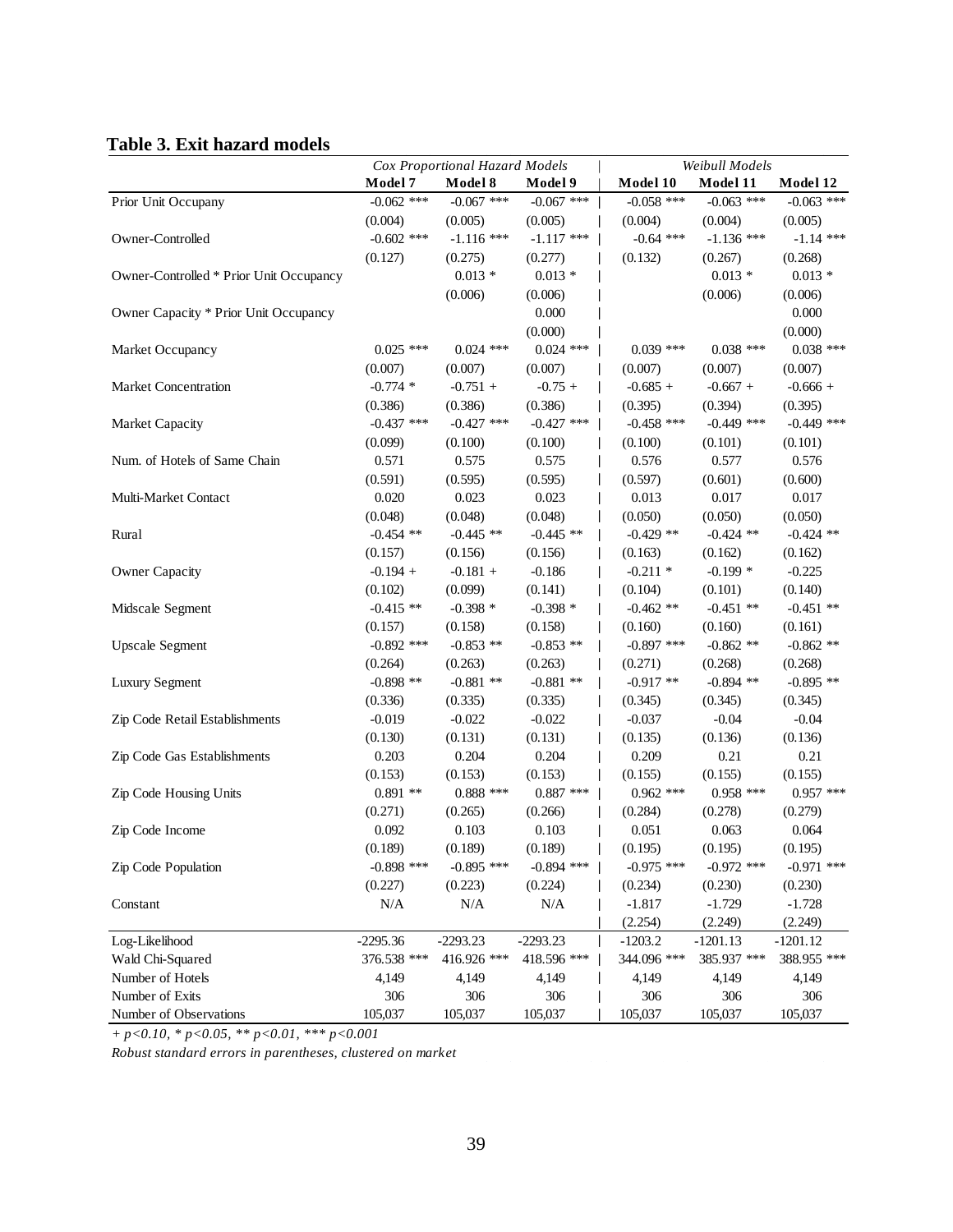## Table 3. Exit hazard models

| | *Cox Proportional Hazard Models* | | | *Weibull Models* | | |
|---|---|---|---|---|---|---|
| | **Model 7** | **Model 8** | **Model 9** | **Model 10** | **Model 11** | **Model 12** |
| Prior Unit Occupany | -0.062 *** | -0.067 *** | -0.067 *** | -0.058 *** | -0.063 *** | -0.063 *** |
| | (0.004) | (0.005) | (0.005) | (0.004) | (0.004) | (0.005) |
| Owner-Controlled | -0.602 *** | -1.116 *** | -1.117 *** | -0.64 *** | -1.136 *** | -1.14 *** |
| | (0.127) | (0.275) | (0.277) | (0.132) | (0.267) | (0.268) |
| Owner-Controlled * Prior Unit Occupancy | | 0.013 * | 0.013 * | | 0.013 * | 0.013 * |
| | | (0.006) | (0.006) | | (0.006) | (0.006) |
| Owner Capacity * Prior Unit Occupancy | | | 0.000 | | | 0.000 |
| | | | (0.000) | | | (0.000) |
| Market Occupancy | 0.025 *** | 0.024 *** | 0.024 *** | 0.039 *** | 0.038 *** | 0.038 *** |
| | (0.007) | (0.007) | (0.007) | (0.007) | (0.007) | (0.007) |
| Market Concentration | -0.774 * | -0.751 + | -0.75 + | -0.685 + | -0.667 + | -0.666 + |
| | (0.386) | (0.386) | (0.386) | (0.395) | (0.394) | (0.395) |
| Market Capacity | -0.437 *** | -0.427 *** | -0.427 *** | -0.458 *** | -0.449 *** | -0.449 *** |
| | (0.099) | (0.100) | (0.100) | (0.100) | (0.101) | (0.101) |
| Num. of Hotels of Same Chain | 0.571 | 0.575 | 0.575 | 0.576 | 0.577 | 0.576 |
| | (0.591) | (0.595) | (0.595) | (0.597) | (0.601) | (0.600) |
| Multi-Market Contact | 0.020 | 0.023 | 0.023 | 0.013 | 0.017 | 0.017 |
| | (0.048) | (0.048) | (0.048) | (0.050) | (0.050) | (0.050) |
| Rural | -0.454 ** | -0.445 ** | -0.445 ** | -0.429 ** | -0.424 ** | -0.424 ** |
| | (0.157) | (0.156) | (0.156) | (0.163) | (0.162) | (0.162) |
| Owner Capacity | -0.194 + | -0.181 + | -0.186 | -0.211 * | -0.199 * | -0.225 |
| | (0.102) | (0.099) | (0.141) | (0.104) | (0.101) | (0.140) |
| Midscale Segment | -0.415 ** | -0.398 * | -0.398 * | -0.462 ** | -0.451 ** | -0.451 ** |
| | (0.157) | (0.158) | (0.158) | (0.160) | (0.160) | (0.161) |
| Upscale Segment | -0.892 *** | -0.853 ** | -0.853 ** | -0.897 *** | -0.862 ** | -0.862 ** |
| | (0.264) | (0.263) | (0.263) | (0.271) | (0.268) | (0.268) |
| Luxury Segment | -0.898 ** | -0.881 ** | -0.881 ** | -0.917 ** | -0.894 ** | -0.895 ** |
| | (0.336) | (0.335) | (0.335) | (0.345) | (0.345) | (0.345) |
| Zip Code Retail Establishments | -0.019 | -0.022 | -0.022 | -0.037 | -0.04 | -0.04 |
| | (0.130) | (0.131) | (0.131) | (0.135) | (0.136) | (0.136) |
| Zip Code Gas Establishments | 0.203 | 0.204 | 0.204 | 0.209 | 0.21 | 0.21 |
| | (0.153) | (0.153) | (0.153) | (0.155) | (0.155) | (0.155) |
| Zip Code Housing Units | 0.891 ** | 0.888 *** | 0.887 *** | 0.962 *** | 0.958 *** | 0.957 *** |
| | (0.271) | (0.265) | (0.266) | (0.284) | (0.278) | (0.279) |
| Zip Code Income | 0.092 | 0.103 | 0.103 | 0.051 | 0.063 | 0.064 |
| | (0.189) | (0.189) | (0.189) | (0.195) | (0.195) | (0.195) |
| Zip Code Population | -0.898 *** | -0.895 *** | -0.894 *** | -0.975 *** | -0.972 *** | -0.971 *** |
| | (0.227) | (0.223) | (0.224) | (0.234) | (0.230) | (0.230) |
| Constant | N/A | N/A | N/A | -1.817 | -1.729 | -1.728 |
| | | | | (2.254) | (2.249) | (2.249) |
| Log-Likelihood | -2295.36 | -2293.23 | -2293.23 | -1203.2 | -1201.13 | -1201.12 |
| Wald Chi-Squared | 376.538 *** | 416.926 *** | 418.596 *** | 344.096 *** | 385.937 *** | 388.955 *** |
| Number of Hotels | 4,149 | 4,149 | 4,149 | 4,149 | 4,149 | 4,149 |
| Number of Exits | 306 | 306 | 306 | 306 | 306 | 306 |
| Number of Observations | 105,037 | 105,037 | 105,037 | 105,037 | 105,037 | 105,037 |

*+ p<0.10, * p<0.05, ** p<0.01, *** p<0.001*

*Robust standard errors in parentheses, clustered on market*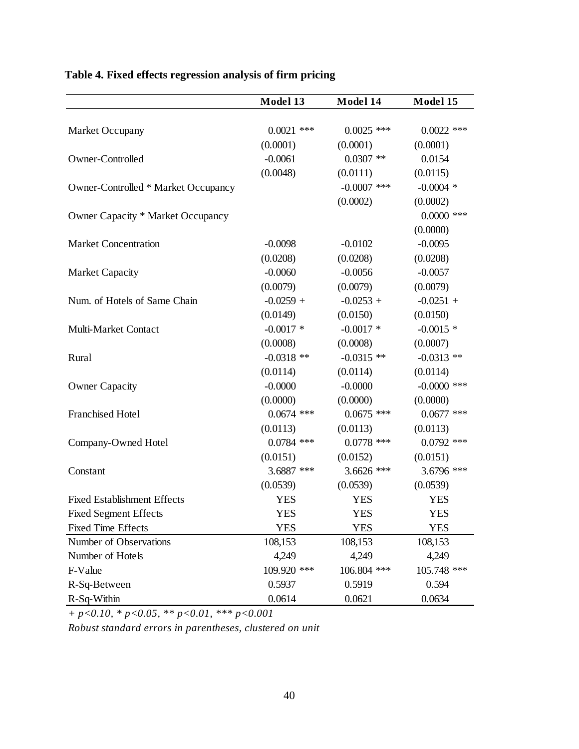**Table 4. Fixed effects regression analysis of firm pricing**

| | Model 13 | Model 14 | Model 15 |
|---|---|---|---|
| Market Occupany | 0.0021 *** | 0.0025 *** | 0.0022 *** |
| | (0.0001) | (0.0001) | (0.0001) |
| Owner-Controlled | -0.0061 | 0.0307 ** | 0.0154 |
| | (0.0048) | (0.0111) | (0.0115) |
| Owner-Controlled * Market Occupancy | | -0.0007 *** | -0.0004 * |
| | | (0.0002) | (0.0002) |
| Owner Capacity * Market Occupancy | | | 0.0000 *** |
| | | | (0.0000) |
| Market Concentration | -0.0098 | -0.0102 | -0.0095 |
| | (0.0208) | (0.0208) | (0.0208) |
| Market Capacity | -0.0060 | -0.0056 | -0.0057 |
| | (0.0079) | (0.0079) | (0.0079) |
| Num. of Hotels of Same Chain | -0.0259 + | -0.0253 + | -0.0251 + |
| | (0.0149) | (0.0150) | (0.0150) |
| Multi-Market Contact | -0.0017 * | -0.0017 * | -0.0015 * |
| | (0.0008) | (0.0008) | (0.0007) |
| Rural | -0.0318 ** | -0.0315 ** | -0.0313 ** |
| | (0.0114) | (0.0114) | (0.0114) |
| Owner Capacity | -0.0000 | -0.0000 | -0.0000 *** |
| | (0.0000) | (0.0000) | (0.0000) |
| Franchised Hotel | 0.0674 *** | 0.0675 *** | 0.0677 *** |
| | (0.0113) | (0.0113) | (0.0113) |
| Company-Owned Hotel | 0.0784 *** | 0.0778 *** | 0.0792 *** |
| | (0.0151) | (0.0152) | (0.0151) |
| Constant | 3.6887 *** | 3.6626 *** | 3.6796 *** |
| | (0.0539) | (0.0539) | (0.0539) |
| Fixed Establishment Effects | YES | YES | YES |
| Fixed Segment Effects | YES | YES | YES |
| Fixed Time Effects | YES | YES | YES |
| Number of Observations | 108,153 | 108,153 | 108,153 |
| Number of Hotels | 4,249 | 4,249 | 4,249 |
| F-Value | 109.920 *** | 106.804 *** | 105.748 *** |
| R-Sq-Between | 0.5937 | 0.5919 | 0.594 |
| R-Sq-Within | 0.0614 | 0.0621 | 0.0634 |

*+ $p<0.10$, * $p<0.05$, ** $p<0.01$, *** $p<0.001$*

*Robust standard errors in parentheses, clustered on unit*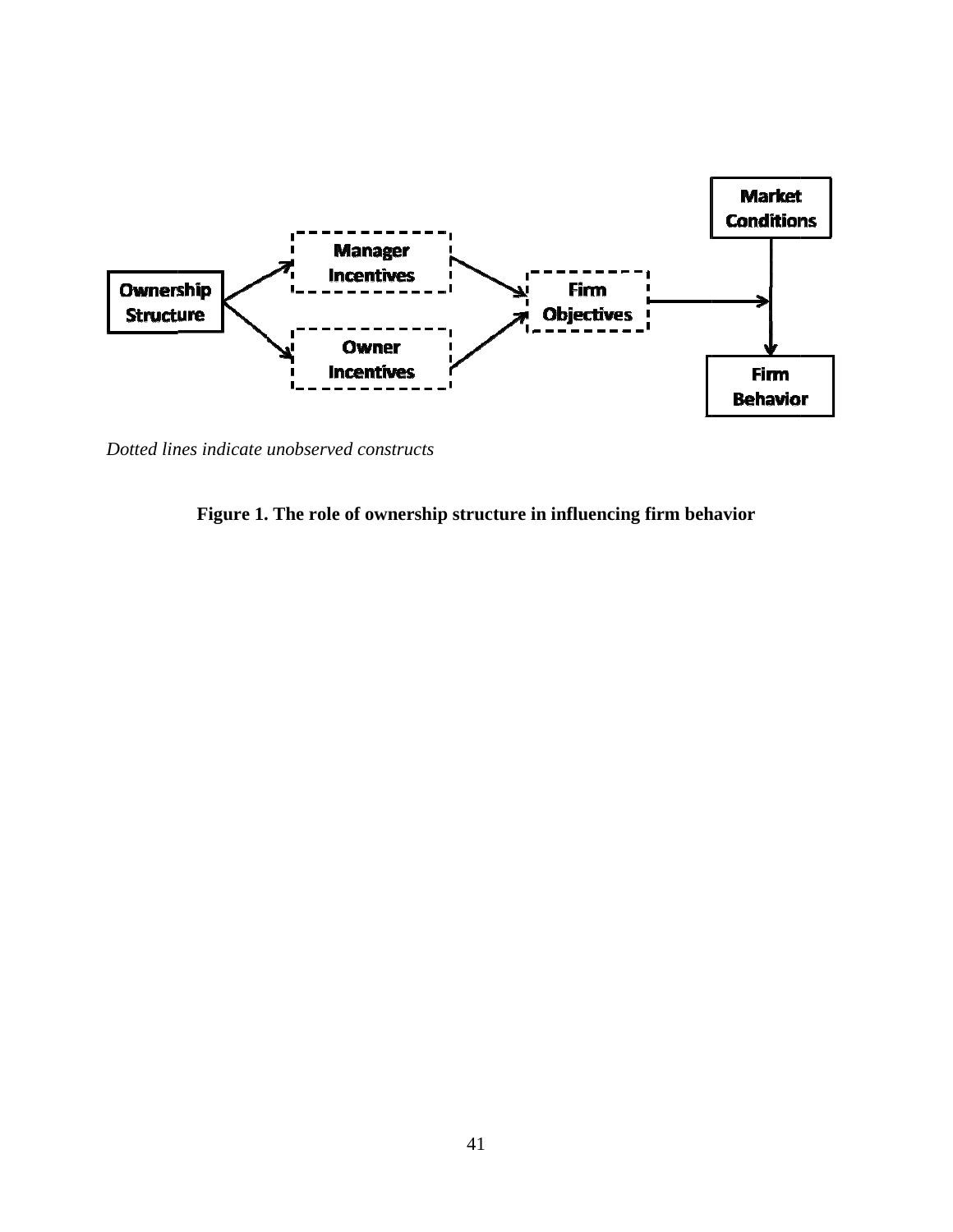Ownership Structure → Manager Incentives → Firm Objectives

Ownership Structure → Owner Incentives → Firm Objectives

Firm Objectives → Firm Behavior

Market Conditions → Firm Behavior

*Dotted lines indicate unobserved constructs*

**Figure 1. The role of ownership structure in influencing firm behavior**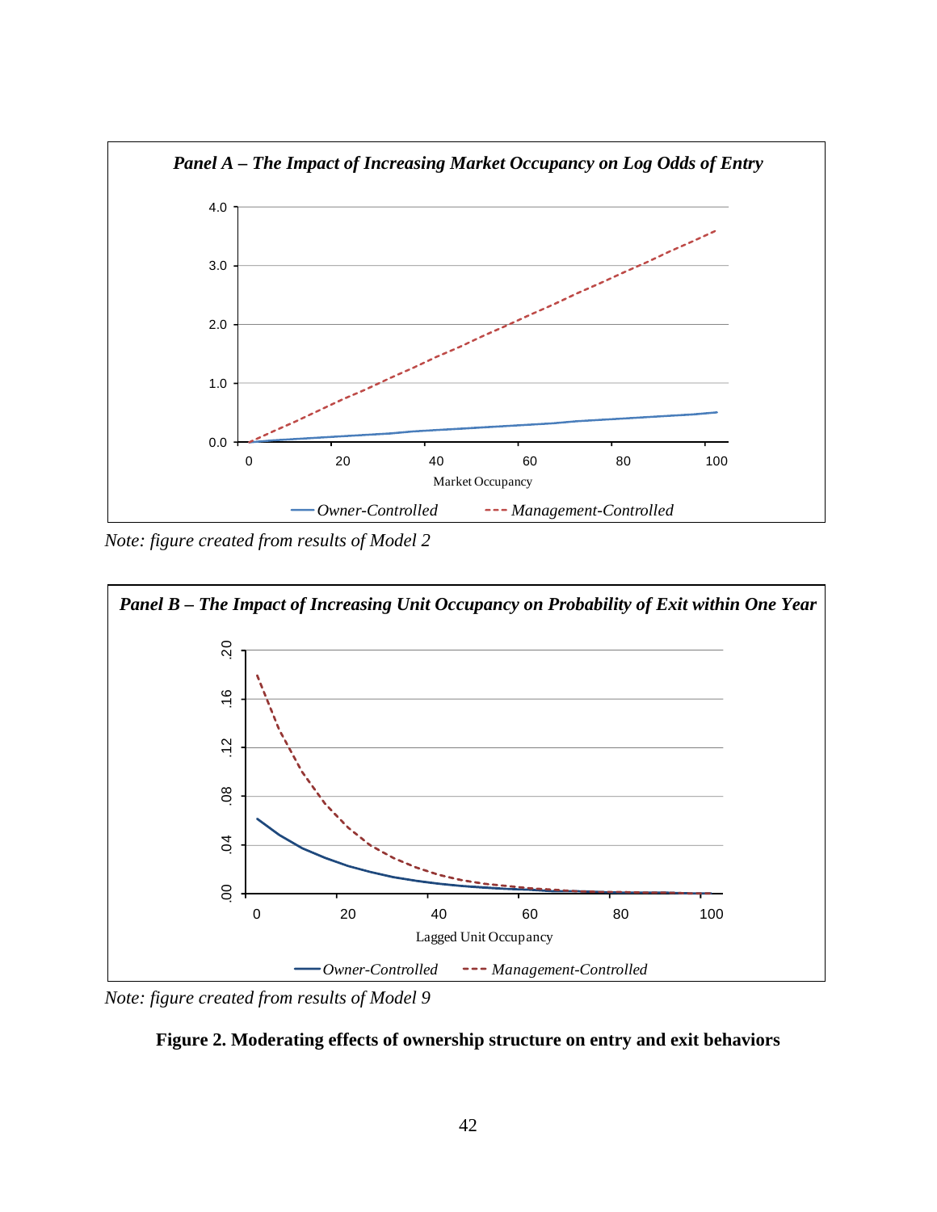*Panel A – The Impact of Increasing Market Occupancy on Log Odds of Entry*

4.0
3.0
2.0
1.0
0.0

0 20 40 60 80 100

Market Occupancy

*Owner-Controlled* *Management-Controlled*

*Note: figure created from results of Model 2*

*Panel B – The Impact of Increasing Unit Occupancy on Probability of Exit within One Year*

.20
.16
.12
.08
.04
.00

0 20 40 60 80 100

Lagged Unit Occupancy

*Owner-Controlled* *Management-Controlled*

*Note: figure created from results of Model 9*

**Figure 2. Moderating effects of ownership structure on entry and exit behaviors**